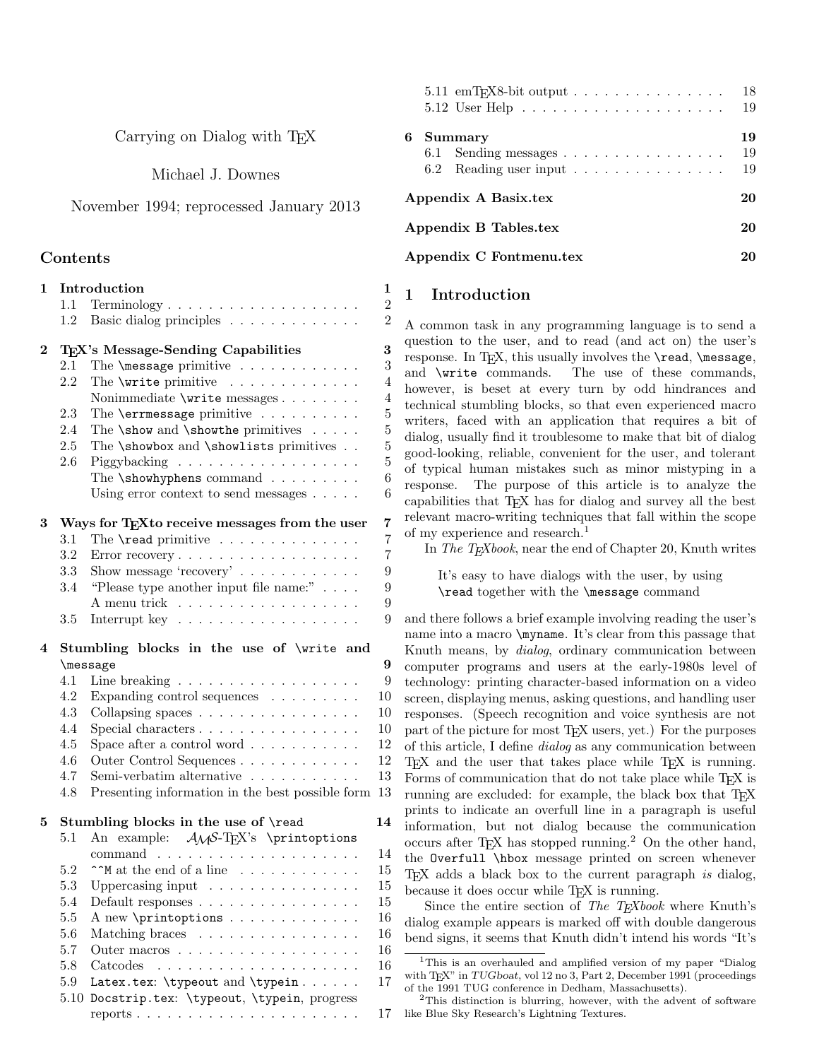# Carrying on Dialog with TEX

Michael J. Downes

November 1994; reprocessed January 2013

## Contents

- **1 Introduction** — 1
  - 1.1 Terminology — 2
  - 1.2 Basic dialog principles — 2
- **2 TEX's Message-Sending Capabilities** — 3
  - 2.1 The `\message` primitive — 3
  - 2.2 The `\write` primitive — 4
    - Nonimmediate `\write` messages — 4
  - 2.3 The `\errmessage` primitive — 5
  - 2.4 The `\show` and `\showthe` primitives — 5
  - 2.5 The `\showbox` and `\showlists` primitives — 5
  - 2.6 Piggybacking — 5
    - The `\showhyphens` command — 6
    - Using error context to send messages — 6
- **3 Ways for TEXto receive messages from the user** — 7
  - 3.1 The `\read` primitive — 7
  - 3.2 Error recovery — 7
  - 3.3 Show message 'recovery' — 9
  - 3.4 "Please type another input file name:" — 9
    - A menu trick — 9
  - 3.5 Interrupt key — 9
- **4 Stumbling blocks in the use of `\write` and `\message`** — 9
  - 4.1 Line breaking — 9
  - 4.2 Expanding control sequences — 10
  - 4.3 Collapsing spaces — 10
  - 4.4 Special characters — 10
  - 4.5 Space after a control word — 12
  - 4.6 Outer Control Sequences — 12
  - 4.7 Semi-verbatim alternative — 13
  - 4.8 Presenting information in the best possible form — 13
- **5 Stumbling blocks in the use of `\read`** — 14
  - 5.1 An example: AMS-TEX's `\printoptions` command — 14
  - 5.2 `^^M` at the end of a line — 15
  - 5.3 Uppercasing input — 15
  - 5.4 Default responses — 15
  - 5.5 A new `\printoptions` — 16
  - 5.6 Matching braces — 16
  - 5.7 Outer macros — 16
  - 5.8 Catcodes — 16
  - 5.9 `Latex.tex`: `\typeout` and `\typein` — 17
  - 5.10 `Docstrip.tex`: `\typeout`, `\typein`, progress reports — 17
  - 5.11 emTEX8-bit output — 18
  - 5.12 User Help — 19
- **6 Summary** — 19
  - 6.1 Sending messages — 19
  - 6.2 Reading user input — 19
- **Appendix A Basix.tex** — 20
- **Appendix B Tables.tex** — 20
- **Appendix C Fontmenu.tex** — 20

## 1 Introduction

A common task in any programming language is to send a question to the user, and to read (and act on) the user's response. In TEX, this usually involves the `\read`, `\message`, and `\write` commands. The use of these commands, however, is beset at every turn by odd hindrances and technical stumbling blocks, so that even experienced macro writers, faced with an application that requires a bit of dialog, usually find it troublesome to make that bit of dialog good-looking, reliable, convenient for the user, and tolerant of typical human mistakes such as minor mistyping in a response. The purpose of this article is to analyze the capabilities that TEX has for dialog and survey all the best relevant macro-writing techniques that fall within the scope of my experience and research.[1]

In *The TEXbook*, near the end of Chapter 20, Knuth writes

> It's easy to have dialogs with the user, by using `\read` together with the `\message` command

and there follows a brief example involving reading the user's name into a macro `\myname`. It's clear from this passage that Knuth means, by *dialog*, ordinary communication between computer programs and users at the early-1980s level of technology: printing character-based information on a video screen, displaying menus, asking questions, and handling user responses. (Speech recognition and voice synthesis are not part of the picture for most TEX users, yet.) For the purposes of this article, I define *dialog* as any communication between TEX and the user that takes place while TEX is running. Forms of communication that do not take place while TEX is running are excluded: for example, the black box that TEX prints to indicate an overfull line in a paragraph is useful information, but not dialog because the communication occurs after TEX has stopped running.[2] On the other hand, the `Overfull \hbox` message printed on screen whenever TEX adds a black box to the current paragraph *is* dialog, because it does occur while TEX is running.

Since the entire section of *The TEXbook* where Knuth's dialog example appears is marked off with double dangerous bend signs, it seems that Knuth didn't intend his words "It's

[1] This is an overhauled and amplified version of my paper "Dialog with TEX" in *TUGboat*, vol 12 no 3, Part 2, December 1991 (proceedings of the 1991 TUG conference in Dedham, Massachusetts).

[2] This distinction is blurring, however, with the advent of software like Blue Sky Research's Lightning Textures.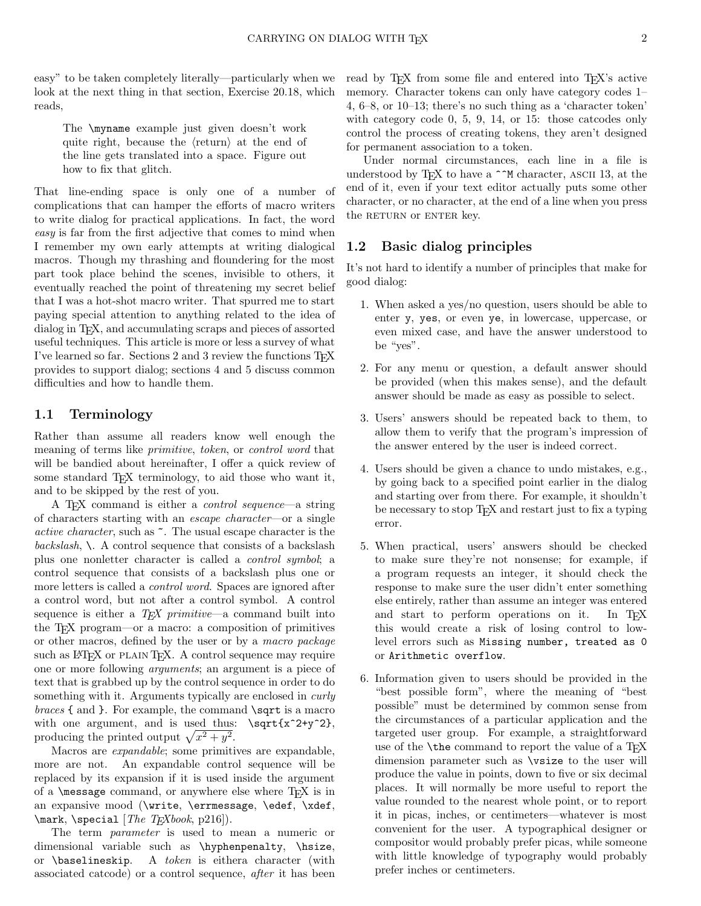easy" to be taken completely literally—particularly when we look at the next thing in that section, Exercise 20.18, which reads,

> The `\myname` example just given doesn't work quite right, because the ⟨return⟩ at the end of the line gets translated into a space. Figure out how to fix that glitch.

That line-ending space is only one of a number of complications that can hamper the efforts of macro writers to write dialog for practical applications. In fact, the word *easy* is far from the first adjective that comes to mind when I remember my own early attempts at writing dialogical macros. Though my thrashing and floundering for the most part took place behind the scenes, invisible to others, it eventually reached the point of threatening my secret belief that I was a hot-shot macro writer. That spurred me to start paying special attention to anything related to the idea of dialog in TEX, and accumulating scraps and pieces of assorted useful techniques. This article is more or less a survey of what I've learned so far. Sections 2 and 3 review the functions TEX provides to support dialog; sections 4 and 5 discuss common difficulties and how to handle them.

### 1.1 Terminology

Rather than assume all readers know well enough the meaning of terms like *primitive*, *token*, or *control word* that will be bandied about hereinafter, I offer a quick review of some standard TEX terminology, to aid those who want it, and to be skipped by the rest of you.

A TEX command is either a *control sequence*—a string of characters starting with an *escape character*—or a single *active character*, such as `~`. The usual escape character is the *backslash*, `\`. A control sequence that consists of a backslash plus one nonletter character is called a *control symbol*; a control sequence that consists of a backslash plus one or more letters is called a *control word*. Spaces are ignored after a control word, but not after a control symbol. A control sequence is either a *TEX primitive*—a command built into the TEX program—or a macro: a composition of primitives or other macros, defined by the user or by a *macro package* such as LaTeX or PLAIN TEX. A control sequence may require one or more following *arguments*; an argument is a piece of text that is grabbed up by the control sequence in order to do something with it. Arguments typically are enclosed in *curly braces* `{` and `}`. For example, the command `\sqrt` is a macro with one argument, and is used thus: `\sqrt{x^2+y^2}`, producing the printed output $\sqrt{x^2+y^2}$.

Macros are *expandable*; some primitives are expandable, more are not. An expandable control sequence will be replaced by its expansion if it is used inside the argument of a `\message` command, or anywhere else where TEX is in an expansive mood (`\write`, `\errmessage`, `\edef`, `\xdef`, `\mark`, `\special` [*The TEXbook*, p216]).

The term *parameter* is used to mean a numeric or dimensional variable such as `\hyphenpenalty`, `\hsize`, or `\baselineskip`. A *token* is eithera character (with associated catcode) or a control sequence, *after* it has been read by TEX from some file and entered into TEX's active memory. Character tokens can only have category codes 1–4, 6–8, or 10–13; there's no such thing as a 'character token' with category code 0, 5, 9, 14, or 15: those catcodes only control the process of creating tokens, they aren't designed for permanent association to a token.

Under normal circumstances, each line in a file is understood by TEX to have a `^^M` character, ASCII 13, at the end of it, even if your text editor actually puts some other character, or no character, at the end of a line when you press the RETURN or ENTER key.

### 1.2 Basic dialog principles

It's not hard to identify a number of principles that make for good dialog:

1. When asked a yes/no question, users should be able to enter `y`, `yes`, or even `ye`, in lowercase, uppercase, or even mixed case, and have the answer understood to be "yes".

2. For any menu or question, a default answer should be provided (when this makes sense), and the default answer should be made as easy as possible to select.

3. Users' answers should be repeated back to them, to allow them to verify that the program's impression of the answer entered by the user is indeed correct.

4. Users should be given a chance to undo mistakes, e.g., by going back to a specified point earlier in the dialog and starting over from there. For example, it shouldn't be necessary to stop TEX and restart just to fix a typing error.

5. When practical, users' answers should be checked to make sure they're not nonsense; for example, if a program requests an integer, it should check the response to make sure the user didn't enter something else entirely, rather than assume an integer was entered and start to perform operations on it. In TEX this would create a risk of losing control to low-level errors such as `Missing number, treated as 0` or `Arithmetic overflow`.

6. Information given to users should be provided in the "best possible form", where the meaning of "best possible" must be determined by common sense from the circumstances of a particular application and the targeted user group. For example, a straightforward use of the `\the` command to report the value of a TEX dimension parameter such as `\vsize` to the user will produce the value in points, down to five or six decimal places. It will normally be more useful to report the value rounded to the nearest whole point, or to report it in picas, inches, or centimeters—whatever is most convenient for the user. A typographical designer or compositor would probably prefer picas, while someone with little knowledge of typography would probably prefer inches or centimeters.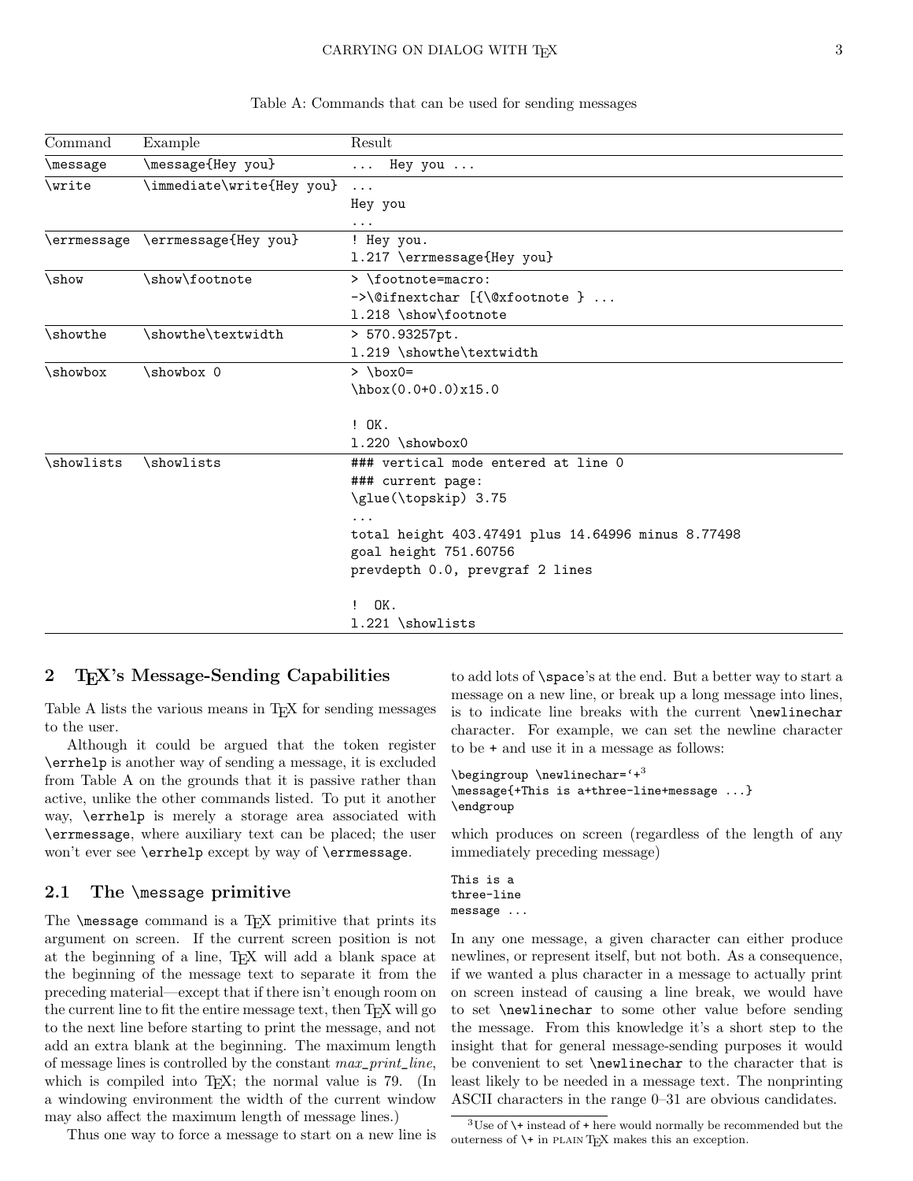Table A: Commands that can be used for sending messages

| Command | Example | Result |
|---|---|---|
| `\message` | `\message{Hey you}` | `... Hey you ...` |
| `\write` | `\immediate\write{Hey you}` | `...`<br>`Hey you`<br>`...` |
| `\errmessage` | `\errmessage{Hey you}` | `! Hey you.`<br>`l.217 \errmessage{Hey you}` |
| `\show` | `\show\footnote` | `> \footnote=macro:`<br>`->\@ifnextchar [{\@xfootnote } ...`<br>`l.218 \show\footnote` |
| `\showthe` | `\showthe\textwidth` | `> 570.93257pt.`<br>`l.219 \showthe\textwidth` |
| `\showbox` | `\showbox 0` | `> \box0=`<br>`\hbox(0.0+0.0)x15.0`<br><br>`! OK.`<br>`l.220 \showbox0` |
| `\showlists` | `\showlists` | `### vertical mode entered at line 0`<br>`### current page:`<br>`\glue(\topskip) 3.75`<br>`...`<br>`total height 403.47491 plus 14.64996 minus 8.77498`<br>`goal height 751.60756`<br>`prevdepth 0.0, prevgraf 2 lines`<br><br>`! OK.`<br>`l.221 \showlists` |

## 2 TEX's Message-Sending Capabilities

Table A lists the various means in TEX for sending messages to the user.

Although it could be argued that the token register `\errhelp` is another way of sending a message, it is excluded from Table A on the grounds that it is passive rather than active, unlike the other commands listed. To put it another way, `\errhelp` is merely a storage area associated with `\errmessage`, where auxiliary text can be placed; the user won't ever see `\errhelp` except by way of `\errmessage`.

### 2.1 The `\message` primitive

The `\message` command is a TEX primitive that prints its argument on screen. If the current screen position is not at the beginning of a line, TEX will add a blank space at the beginning of the message text to separate it from the preceding material—except that if there isn't enough room on the current line to fit the entire message text, then TEX will go to the next line before starting to print the message, and not add an extra blank at the beginning. The maximum length of message lines is controlled by the constant *max_print_line*, which is compiled into TEX; the normal value is 79. (In a windowing environment the width of the current window may also affect the maximum length of message lines.)

Thus one way to force a message to start on a new line is to add lots of `\space`'s at the end. But a better way to start a message on a new line, or break up a long message into lines, is to indicate line breaks with the current `\newlinechar` character. For example, we can set the newline character to be `+` and use it in a message as follows:

```
\begingroup \newlinechar=`+
\message{+This is a+three-line+message ...}
\endgroup
```
[3]

which produces on screen (regardless of the length of any immediately preceding message)

```
This is a
three-line
message ...
```

In any one message, a given character can either produce newlines, or represent itself, but not both. As a consequence, if we wanted a plus character in a message to actually print on screen instead of causing a line break, we would have to set `\newlinechar` to some other value before sending the message. From this knowledge it's a short step to the insight that for general message-sending purposes it would be convenient to set `\newlinechar` to the character that is least likely to be needed in a message text. The nonprinting ASCII characters in the range 0–31 are obvious candidates.

[3] Use of `\+` instead of `+` here would normally be recommended but the outerness of `\+` in PLAIN TEX makes this an exception.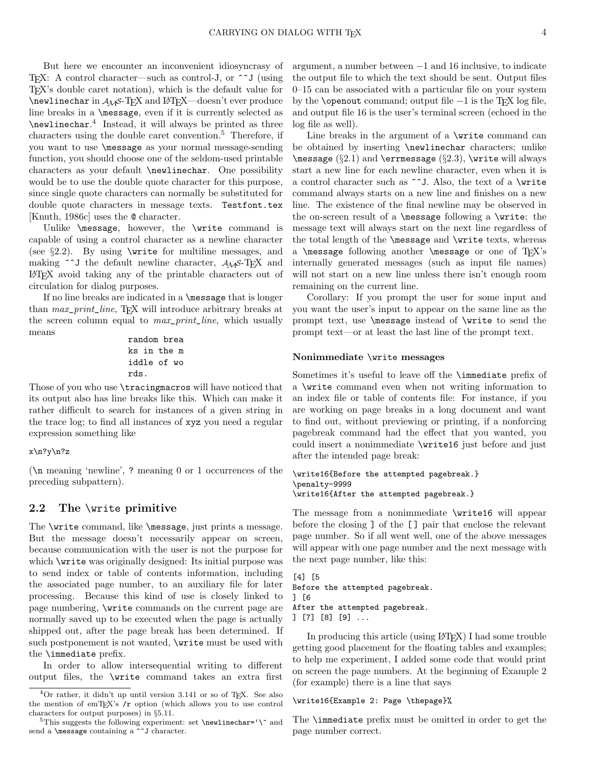But here we encounter an inconvenient idiosyncrasy of TeX: A control character—such as control-J, or `^^J` (using TeX's double caret notation), which is the default value for `\newlinechar` in AMS-TeX and LaTeX—doesn't ever produce line breaks in a `\message`, even if it is currently selected as `\newlinechar`.[4] Instead, it will always be printed as three characters using the double caret convention.[5] Therefore, if you want to use `\message` as your normal message-sending function, you should choose one of the seldom-used printable characters as your default `\newlinechar`. One possibility would be to use the double quote character for this purpose, since single quote characters can normally be substituted for double quote characters in message texts. `Testfont.tex` [Knuth, 1986c] uses the `@` character.

Unlike `\message`, however, the `\write` command is capable of using a control character as a newline character (see §2.2). By using `\write` for multiline messages, and making `^^J` the default newline character, AMS-TeX and LaTeX avoid taking any of the printable characters out of circulation for dialog purposes.

If no line breaks are indicated in a `\message` that is longer than *max_print_line*, TeX will introduce arbitrary breaks at the screen column equal to *max_print_line*, which usually means

```
random brea
ks in the m
iddle of wo
rds.
```

Those of you who use `\tracingmacros` will have noticed that its output also has line breaks like this. Which can make it rather difficult to search for instances of a given string in the trace log; to find all instances of `xyz` you need a regular expression something like

```
x\n?y\n?z
```

(`\n` meaning 'newline', `?` meaning 0 or 1 occurrences of the preceding subpattern).

## 2.2 The `\write` primitive

The `\write` command, like `\message`, just prints a message. But the message doesn't necessarily appear on screen, because communication with the user is not the purpose for which `\write` was originally designed: Its initial purpose was to send index or table of contents information, including the associated page number, to an auxiliary file for later processing. Because this kind of use is closely linked to page numbering, `\write` commands on the current page are normally saved up to be executed when the page is actually shipped out, after the page break has been determined. If such postponement is not wanted, `\write` must be used with the `\immediate` prefix.

In order to allow intersequential writing to different output files, the `\write` command takes an extra first argument, a number between −1 and 16 inclusive, to indicate the output file to which the text should be sent. Output files 0–15 can be associated with a particular file on your system by the `\openout` command; output file −1 is the TeX log file, and output file 16 is the user's terminal screen (echoed in the log file as well).

Line breaks in the argument of a `\write` command can be obtained by inserting `\newlinechar` characters; unlike `\message` (§2.1) and `\errmessage` (§2.3), `\write` will always start a new line for each newline character, even when it is a control character such as `^^J`. Also, the text of a `\write` command always starts on a new line and finishes on a new line. The existence of the final newline may be observed in the on-screen result of a `\message` following a `\write`: the message text will always start on the next line regardless of the total length of the `\message` and `\write` texts, whereas a `\message` following another `\message` or one of TeX's internally generated messages (such as input file names) will not start on a new line unless there isn't enough room remaining on the current line.

Corollary: If you prompt the user for some input and you want the user's input to appear on the same line as the prompt text, use `\message` instead of `\write` to send the prompt text—or at least the last line of the prompt text.

### Nonimmediate `\write` messages

Sometimes it's useful to leave off the `\immediate` prefix of a `\write` command even when not writing information to an index file or table of contents file: For instance, if you are working on page breaks in a long document and want to find out, without previewing or printing, if a nonforcing pagebreak command had the effect that you wanted, you could insert a nonimmediate `\write16` just before and just after the intended page break:

```
\write16{Before the attempted pagebreak.}
\penalty-9999
\write16{After the attempted pagebreak.}
```

The message from a nonimmediate `\write16` will appear before the closing `]` of the `[]` pair that enclose the relevant page number. So if all went well, one of the above messages will appear with one page number and the next message with the next page number, like this:

```
[4] [5
Before the attempted pagebreak.
] [6
After the attempted pagebreak.
] [7] [8] [9] ...
```

In producing this article (using LaTeX) I had some trouble getting good placement for the floating tables and examples; to help me experiment, I added some code that would print on screen the page numbers. At the beginning of Example 2 (for example) there is a line that says

```
\write16{Example 2: Page \thepage}%
```

The `\immediate` prefix must be omitted in order to get the page number correct.

---

[4] Or rather, it didn't up until version 3.141 or so of TeX. See also the mention of emTeX's `/r` option (which allows you to use control characters for output purposes) in §5.11.

[5] This suggests the following experiment: set `\newlinechar=`\^` and send a `\message` containing a `^^J` character.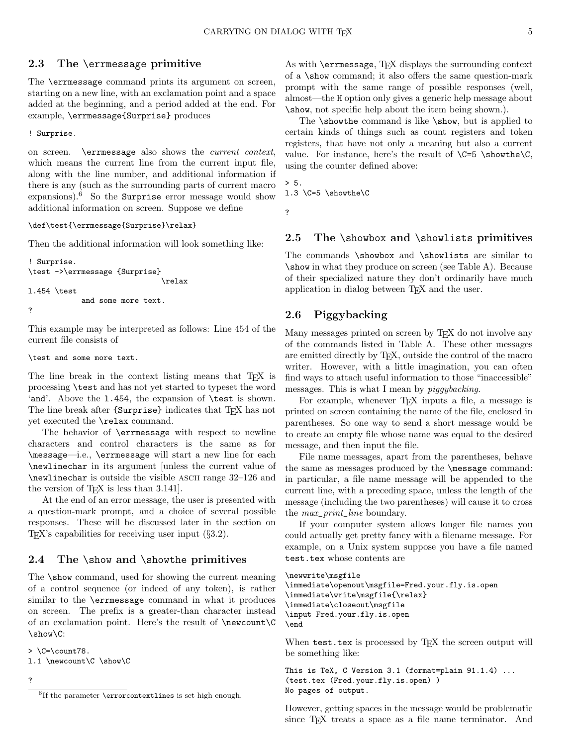## 2.3 The \errmessage primitive

The `\errmessage` command prints its argument on screen, starting on a new line, with an exclamation point and a space added at the beginning, and a period added at the end. For example, `\errmessage{Surprise}` produces

```
! Surprise.
```

on screen. `\errmessage` also shows the *current context*, which means the current line from the current input file, along with the line number, and additional information if there is any (such as the surrounding parts of current macro expansions).[6] So the `Surprise` error message would show additional information on screen. Suppose we define

```
\def\test{\errmessage{Surprise}\relax}
```

Then the additional information will look something like:

```
! Surprise.
\test ->\errmessage {Surprise}
                              \relax
l.454 \test
           and some more text.
?
```

This example may be interpreted as follows: Line 454 of the current file consists of

```
\test and some more text.
```

The line break in the context listing means that TeX is processing `\test` and has not yet started to typeset the word '`and`'. Above the `l.454`, the expansion of `\test` is shown. The line break after `{Surprise}` indicates that TeX has not yet executed the `\relax` command.

The behavior of `\errmessage` with respect to newline characters and control characters is the same as for `\message`—i.e., `\errmessage` will start a new line for each `\newlinechar` in its argument [unless the current value of `\newlinechar` is outside the visible ASCII range 32–126 and the version of TeX is less than 3.141].

At the end of an error message, the user is presented with a question-mark prompt, and a choice of several possible responses. These will be discussed later in the section on TeX's capabilities for receiving user input (§3.2).

## 2.4 The \show and \showthe primitives

The `\show` command, used for showing the current meaning of a control sequence (or indeed of any token), is rather similar to the `\errmessage` command in what it produces on screen. The prefix is a greater-than character instead of an exclamation point. Here's the result of `\newcount\C \show\C`:

```
> \C=\count78.
l.1 \newcount\C \show\C

?
```

As with `\errmessage`, TeX displays the surrounding context of a `\show` command; it also offers the same question-mark prompt with the same range of possible responses (well, almost—the `H` option only gives a generic help message about `\show`, not specific help about the item being shown.).

The `\showthe` command is like `\show`, but is applied to certain kinds of things such as count registers and token registers, that have not only a meaning but also a current value. For instance, here's the result of `\C=5 \showthe\C`, using the counter defined above:

```
> 5.
l.3 \C=5 \showthe\C

?
```

## 2.5 The \showbox and \showlists primitives

The commands `\showbox` and `\showlists` are similar to `\show` in what they produce on screen (see Table A). Because of their specialized nature they don't ordinarily have much application in dialog between TeX and the user.

## 2.6 Piggybacking

Many messages printed on screen by TeX do not involve any of the commands listed in Table A. These other messages are emitted directly by TeX, outside the control of the macro writer. However, with a little imagination, you can often find ways to attach useful information to those "inaccessible" messages. This is what I mean by *piggybacking*.

For example, whenever TeX inputs a file, a message is printed on screen containing the name of the file, enclosed in parentheses. So one way to send a short message would be to create an empty file whose name was equal to the desired message, and then input the file.

File name messages, apart from the parentheses, behave the same as messages produced by the `\message` command: in particular, a file name message will be appended to the current line, with a preceding space, unless the length of the message (including the two parentheses) will cause it to cross the *max_print_line* boundary.

If your computer system allows longer file names you could actually get pretty fancy with a filename message. For example, on a Unix system suppose you have a file named `test.tex` whose contents are

```
\newwrite\msgfile
\immediate\openout\msgfile=Fred.your.fly.is.open
\immediate\write\msgfile{\relax}
\immediate\closeout\msgfile
\input Fred.your.fly.is.open
\end
```

When `test.tex` is processed by TeX the screen output will be something like:

```
This is TeX, C Version 3.1 (format=plain 91.1.4) ...
(test.tex (Fred.your.fly.is.open) )
No pages of output.
```

However, getting spaces in the message would be problematic since TeX treats a space as a file name terminator. And

[6] If the parameter `\errorcontextlines` is set high enough.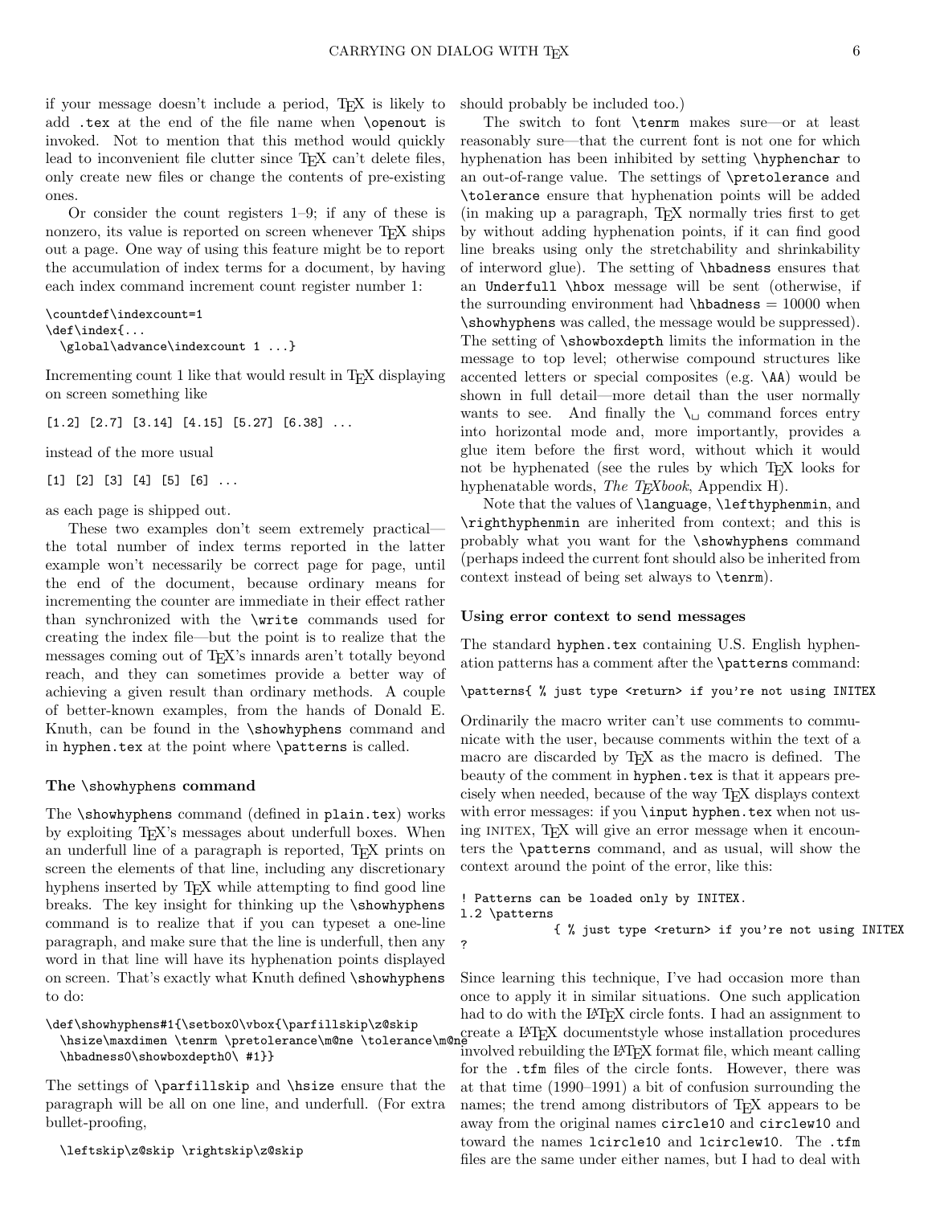if your message doesn't include a period, TEX is likely to add `.tex` at the end of the file name when `\openout` is invoked. Not to mention that this method would quickly lead to inconvenient file clutter since TEX can't delete files, only create new files or change the contents of pre-existing ones.

Or consider the count registers 1–9; if any of these is nonzero, its value is reported on screen whenever TEX ships out a page. One way of using this feature might be to report the accumulation of index terms for a document, by having each index command increment count register number 1:

```
\countdef\indexcount=1
\def\index{...
  \global\advance\indexcount 1 ...}
```

Incrementing count 1 like that would result in TEX displaying on screen something like

```
[1.2] [2.7] [3.14] [4.15] [5.27] [6.38] ...
```

instead of the more usual

```
[1] [2] [3] [4] [5] [6] ...
```

as each page is shipped out.

These two examples don't seem extremely practical—the total number of index terms reported in the latter example won't necessarily be correct page for page, until the end of the document, because ordinary means for incrementing the counter are immediate in their effect rather than synchronized with the `\write` commands used for creating the index file—but the point is to realize that the messages coming out of TEX's innards aren't totally beyond reach, and they can sometimes provide a better way of achieving a given result than ordinary methods. A couple of better-known examples, from the hands of Donald E. Knuth, can be found in the `\showhyphens` command and in `hyphen.tex` at the point where `\patterns` is called.

### The `\showhyphens` command

The `\showhyphens` command (defined in `plain.tex`) works by exploiting TEX's messages about underfull boxes. When an underfull line of a paragraph is reported, TEX prints on screen the elements of that line, including any discretionary hyphens inserted by TEX while attempting to find good line breaks. The key insight for thinking up the `\showhyphens` command is to realize that if you can typeset a one-line paragraph, and make sure that the line is underfull, then any word in that line will have its hyphenation points displayed on screen. That's exactly what Knuth defined `\showhyphens` to do:

```
\def\showhyphens#1{\setbox0\vbox{\parfillskip\z@skip
  \hsize\maxdimen \tenrm \pretolerance\m@ne \tolerance\m@ne
  \hbadness0\showboxdepth0\ #1}}
```

The settings of `\parfillskip` and `\hsize` ensure that the paragraph will be all on one line, and underfull. (For extra bullet-proofing,

```
  \leftskip\z@skip \rightskip\z@skip
```

should probably be included too.)

The switch to font `\tenrm` makes sure—or at least reasonably sure—that the current font is not one for which hyphenation has been inhibited by setting `\hyphenchar` to an out-of-range value. The settings of `\pretolerance` and `\tolerance` ensure that hyphenation points will be added (in making up a paragraph, TEX normally tries first to get by without adding hyphenation points, if it can find good line breaks using only the stretchability and shrinkability of interword glue). The setting of `\hbadness` ensures that an `Underfull \hbox` message will be sent (otherwise, if the surrounding environment had `\hbadness` = 10000 when `\showhyphens` was called, the message would be suppressed). The setting of `\showboxdepth` limits the information in the message to top level; otherwise compound structures like accented letters or special composites (e.g. `\AA`) would be shown in full detail—more detail than the user normally wants to see. And finally the `\␣` command forces entry into horizontal mode and, more importantly, provides a glue item before the first word, without which it would not be hyphenated (see the rules by which TEX looks for hyphenatable words, *The TEXbook*, Appendix H).

Note that the values of `\language`, `\lefthyphenmin`, and `\righthyphenmin` are inherited from context; and this is probably what you want for the `\showhyphens` command (perhaps indeed the current font should also be inherited from context instead of being set always to `\tenrm`).

### Using error context to send messages

The standard `hyphen.tex` containing U.S. English hyphenation patterns has a comment after the `\patterns` command:

```
\patterns{ % just type <return> if you're not using INITEX
```

Ordinarily the macro writer can't use comments to communicate with the user, because comments within the text of a macro are discarded by TEX as the macro is defined. The beauty of the comment in `hyphen.tex` is that it appears precisely when needed, because of the way TEX displays context with error messages: if you `\input hyphen.tex` when not using INITEX, TEX will give an error message when it encounters the `\patterns` command, and as usual, will show the context around the point of the error, like this:

```
! Patterns can be loaded only by INITEX.
l.2 \patterns
             { % just type <return> if you're not using INITEX
?
```

Since learning this technique, I've had occasion more than once to apply it in similar situations. One such application had to do with the LATEX circle fonts. I had an assignment to create a LATEX documentstyle whose installation procedures involved rebuilding the LATEX format file, which meant calling for the `.tfm` files of the circle fonts. However, there was at that time (1990–1991) a bit of confusion surrounding the names; the trend among distributors of TEX appears to be away from the original names `circle10` and `circlew10` and toward the names `lcircle10` and `lcirclew10`. The `.tfm` files are the same under either names, but I had to deal with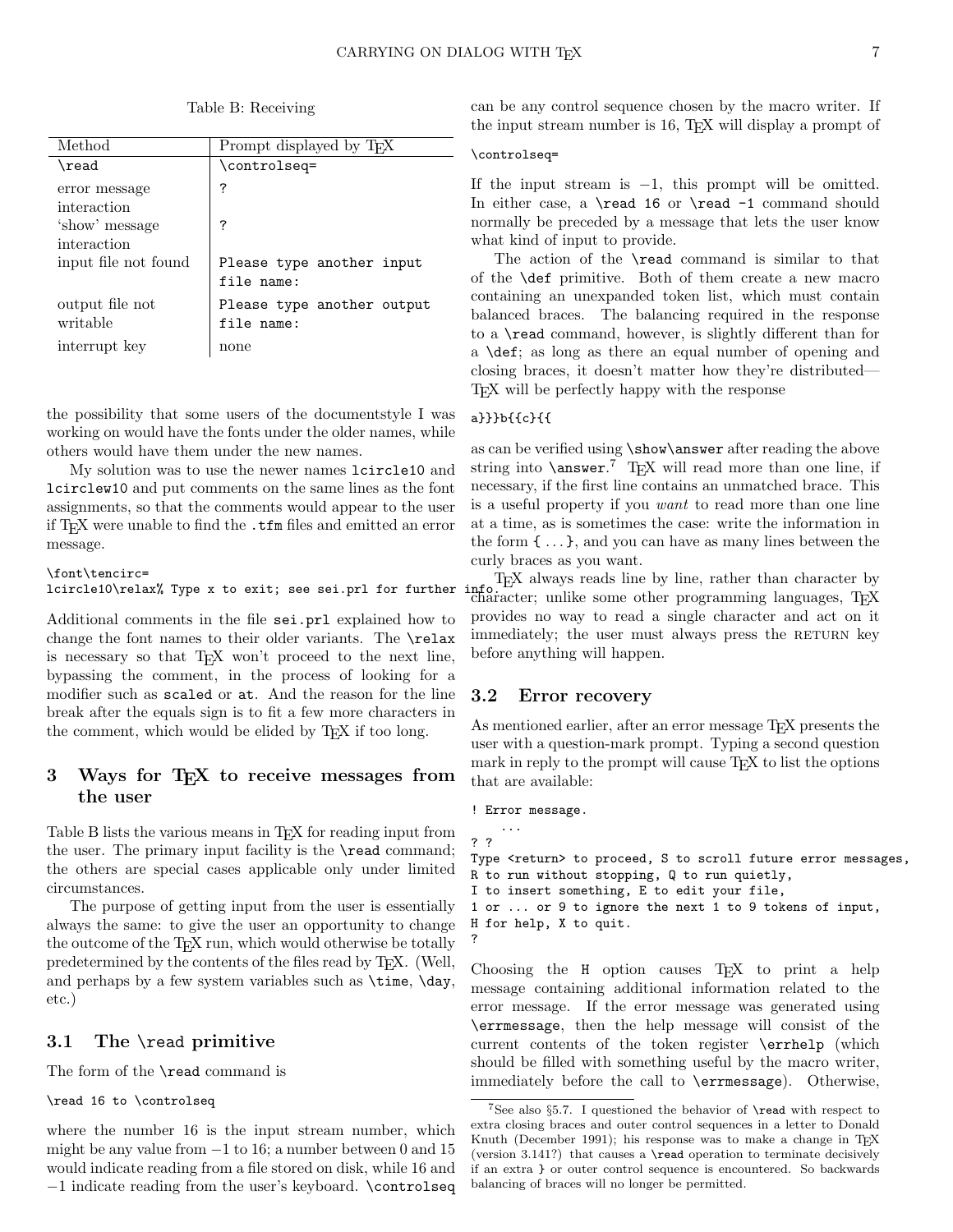Table B: Receiving

| Method | Prompt displayed by TEX |
|---|---|
| `\read` | `\controlseq=` |
| error message interaction | `?` |
| 'show' message interaction | `?` |
| input file not found | `Please type another input file name:` |
| output file not writable | `Please type another output file name:` |
| interrupt key | none |

the possibility that some users of the documentstyle I was working on would have the fonts under the older names, while others would have them under the new names.

My solution was to use the newer names `lcircle10` and `lcirclew10` and put comments on the same lines as the font assignments, so that the comments would appear to the user if TEX were unable to find the `.tfm` files and emitted an error message.

```
\font\tencirc=
lcircle10\relax% Type x to exit; see sei.prl for further info.
```

Additional comments in the file `sei.prl` explained how to change the font names to their older variants. The `\relax` is necessary so that TEX won't proceed to the next line, bypassing the comment, in the process of looking for a modifier such as `scaled` or `at`. And the reason for the line break after the equals sign is to fit a few more characters in the comment, which would be elided by TEX if too long.

## 3 Ways for TEX to receive messages from the user

Table B lists the various means in TEX for reading input from the user. The primary input facility is the `\read` command; the others are special cases applicable only under limited circumstances.

The purpose of getting input from the user is essentially always the same: to give the user an opportunity to change the outcome of the TEX run, which would otherwise be totally predetermined by the contents of the files read by TEX. (Well, and perhaps by a few system variables such as `\time`, `\day`, etc.)

### 3.1 The `\read` primitive

The form of the `\read` command is

```
\read 16 to \controlseq
```

where the number 16 is the input stream number, which might be any value from −1 to 16; a number between 0 and 15 would indicate reading from a file stored on disk, while 16 and −1 indicate reading from the user's keyboard. `\controlseq` can be any control sequence chosen by the macro writer. If the input stream number is 16, TEX will display a prompt of

```
\controlseq=
```

If the input stream is −1, this prompt will be omitted. In either case, a `\read 16` or `\read -1` command should normally be preceded by a message that lets the user know what kind of input to provide.

The action of the `\read` command is similar to that of the `\def` primitive. Both of them create a new macro containing an unexpanded token list, which must contain balanced braces. The balancing required in the response to a `\read` command, however, is slightly different than for a `\def`; as long as there an equal number of opening and closing braces, it doesn't matter how they're distributed—TEX will be perfectly happy with the response

```
a}}}b{{c}{{
```

as can be verified using `\show\answer` after reading the above string into `\answer`.[7] TEX will read more than one line, if necessary, if the first line contains an unmatched brace. This is a useful property if you *want* to read more than one line at a time, as is sometimes the case: write the information in the form `{ ... }`, and you can have as many lines between the curly braces as you want.

TEX always reads line by line, rather than character by character; unlike some other programming languages, TEX provides no way to read a single character and act on it immediately; the user must always press the RETURN key before anything will happen.

### 3.2 Error recovery

As mentioned earlier, after an error message TEX presents the user with a question-mark prompt. Typing a second question mark in reply to the prompt will cause TEX to list the options that are available:

```
! Error message.
   ...
? ?
Type <return> to proceed, S to scroll future error messages,
R to run without stopping, Q to run quietly,
I to insert something, E to edit your file,
1 or ... or 9 to ignore the next 1 to 9 tokens of input,
H for help, X to quit.
?
```

Choosing the `H` option causes TEX to print a help message containing additional information related to the error message. If the error message was generated using `\errmessage`, then the help message will consist of the current contents of the token register `\errhelp` (which should be filled with something useful by the macro writer, immediately before the call to `\errmessage`). Otherwise,

[7] See also §5.7. I questioned the behavior of `\read` with respect to extra closing braces and outer control sequences in a letter to Donald Knuth (December 1991); his response was to make a change in TEX (version 3.141?) that causes a `\read` operation to terminate decisively if an extra `}` or outer control sequence is encountered. So backwards balancing of braces will no longer be permitted.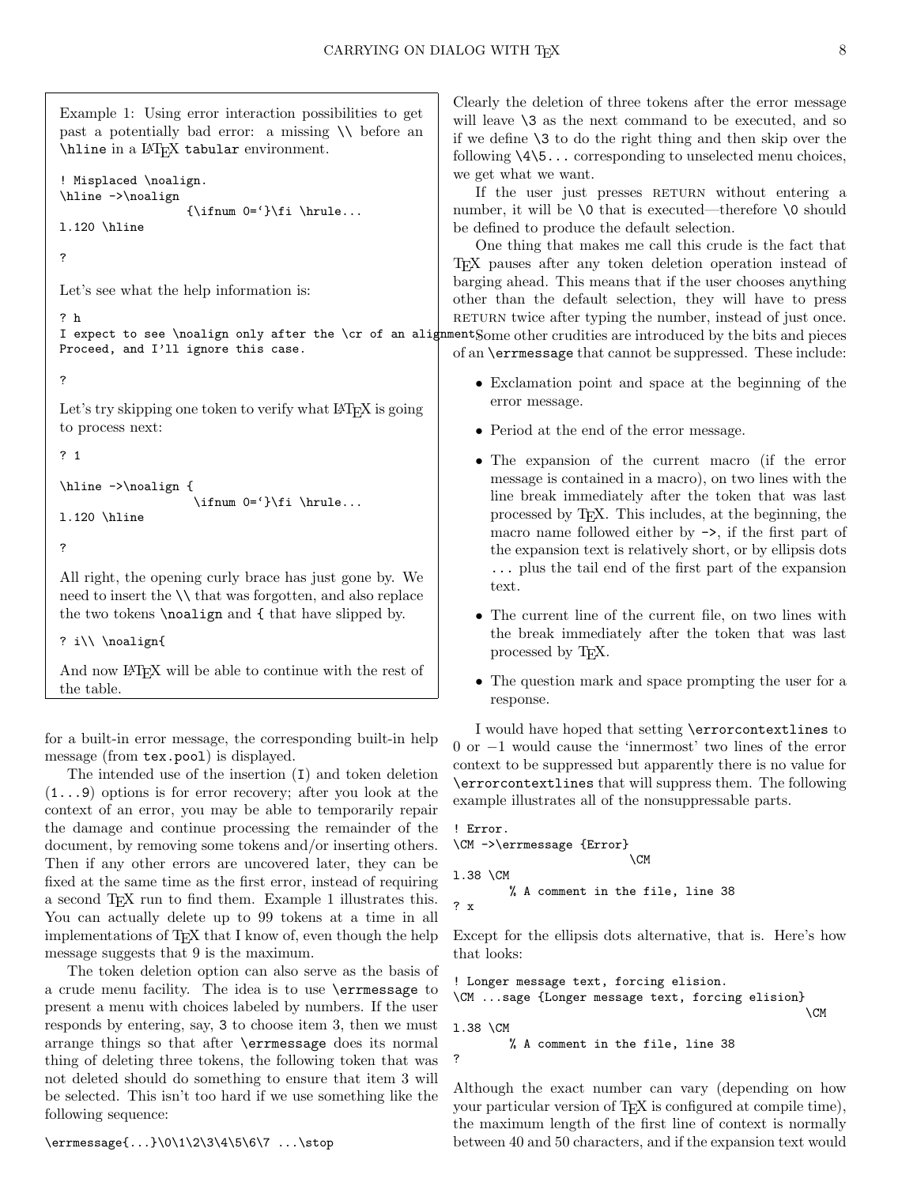> Example 1: Using error interaction possibilities to get past a potentially bad error: a missing \\ before an \hline in a LaTeX tabular environment.
>
> ```
> ! Misplaced \noalign.
> \hline ->\noalign
>                  {\ifnum 0=`}\fi \hrule...
> l.120 \hline
>
> ?
> ```
>
> Let's see what the help information is:
>
> ```
> ? h
> I expect to see \noalign only after the \cr of an alignment.
> Proceed, and I'll ignore this case.
>
> ?
> ```
>
> Let's try skipping one token to verify what LaTeX is going to process next:
>
> ```
> ? 1
>
> \hline ->\noalign {
>                    \ifnum 0=`}\fi \hrule...
> l.120 \hline
>
> ?
> ```
>
> All right, the opening curly brace has just gone by. We need to insert the \\ that was forgotten, and also replace the two tokens \noalign and { that have slipped by.
>
> ```
> ? i\\ \noalign{
> ```
>
> And now LaTeX will be able to continue with the rest of the table.

for a built-in error message, the corresponding built-in help message (from `tex.pool`) is displayed.

The intended use of the insertion (`I`) and token deletion (`1...9`) options is for error recovery; after you look at the context of an error, you may be able to temporarily repair the damage and continue processing the remainder of the document, by removing some tokens and/or inserting others. Then if any other errors are uncovered later, they can be fixed at the same time as the first error, instead of requiring a second TeX run to find them. Example 1 illustrates this. You can actually delete up to 99 tokens at a time in all implementations of TeX that I know of, even though the help message suggests that 9 is the maximum.

The token deletion option can also serve as the basis of a crude menu facility. The idea is to use `\errmessage` to present a menu with choices labeled by numbers. If the user responds by entering, say, `3` to choose item 3, then we must arrange things so that after `\errmessage` does its normal thing of deleting three tokens, the following token that was not deleted should do something to ensure that item 3 will be selected. This isn't too hard if we use something like the following sequence:

```
\errmessage{...}\0\1\2\3\4\5\6\7 ...\stop
```

Clearly the deletion of three tokens after the error message will leave `\3` as the next command to be executed, and so if we define `\3` to do the right thing and then skip over the following `\4\5...` corresponding to unselected menu choices, we get what we want.

If the user just presses RETURN without entering a number, it will be `\0` that is executed—therefore `\0` should be defined to produce the default selection.

One thing that makes me call this crude is the fact that TeX pauses after any token deletion operation instead of barging ahead. This means that if the user chooses anything other than the default selection, they will have to press RETURN twice after typing the number, instead of just once. Some other crudities are introduced by the bits and pieces of an `\errmessage` that cannot be suppressed. These include:

- Exclamation point and space at the beginning of the error message.
- Period at the end of the error message.
- The expansion of the current macro (if the error message is contained in a macro), on two lines with the line break immediately after the token that was last processed by TeX. This includes, at the beginning, the macro name followed either by `->`, if the first part of the expansion text is relatively short, or by ellipsis dots `...` plus the tail end of the first part of the expansion text.
- The current line of the current file, on two lines with the break immediately after the token that was last processed by TeX.
- The question mark and space prompting the user for a response.

I would have hoped that setting `\errorcontextlines` to 0 or −1 would cause the 'innermost' two lines of the error context to be suppressed but apparently there is no value for `\errorcontextlines` that will suppress them. The following example illustrates all of the nonsuppressable parts.

```
! Error.
\CM ->\errmessage {Error}
                         \CM
l.38 \CM
        % A comment in the file, line 38
? x
```

Except for the ellipsis dots alternative, that is. Here's how that looks:

```
! Longer message text, forcing elision.
\CM ...sage {Longer message text, forcing elision}
                                                  \CM
l.38 \CM
        % A comment in the file, line 38
?
```

Although the exact number can vary (depending on how your particular version of TeX is configured at compile time), the maximum length of the first line of context is normally between 40 and 50 characters, and if the expansion text would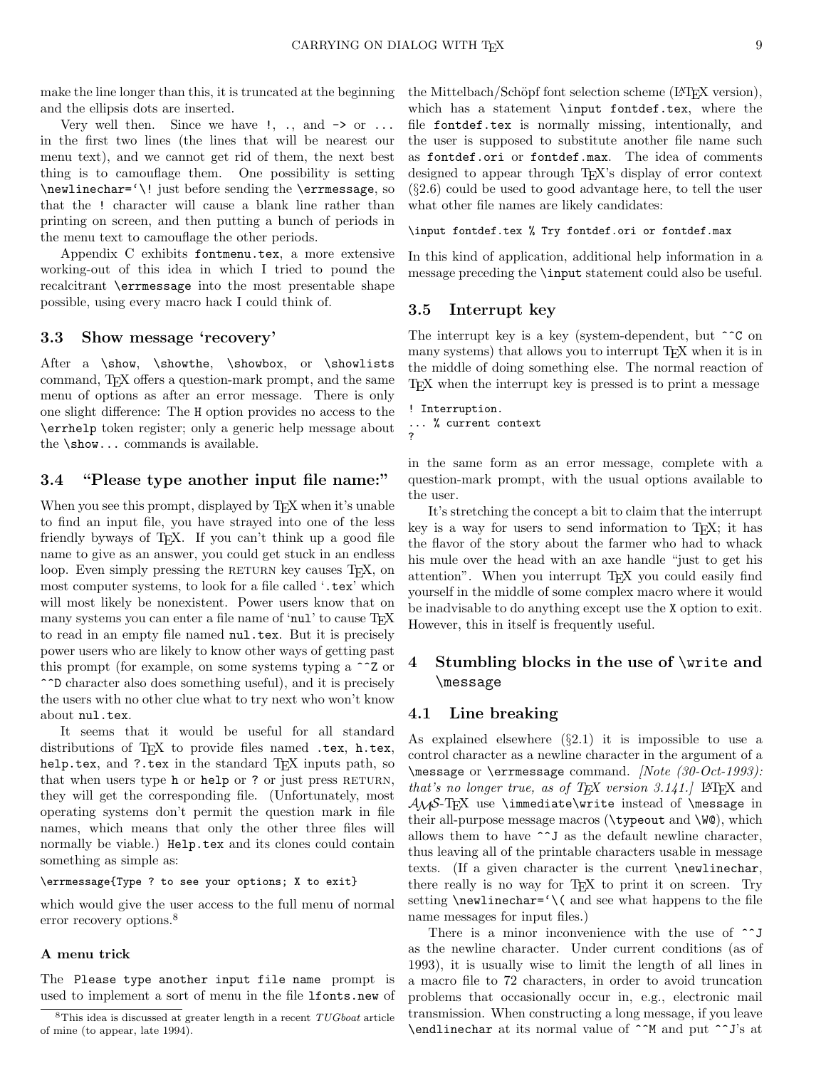make the line longer than this, it is truncated at the beginning and the ellipsis dots are inserted.

Very well then. Since we have `!`, `.`, and `->` or `...` in the first two lines (the lines that will be nearest our menu text), and we cannot get rid of them, the next best thing is to camouflage them. One possibility is setting `\newlinechar=`\!` just before sending the `\errmessage`, so that the `!` character will cause a blank line rather than printing on screen, and then putting a bunch of periods in the menu text to camouflage the other periods.

Appendix C exhibits `fontmenu.tex`, a more extensive working-out of this idea in which I tried to pound the recalcitrant `\errmessage` into the most presentable shape possible, using every macro hack I could think of.

### 3.3 Show message 'recovery'

After a `\show`, `\showthe`, `\showbox`, or `\showlists` command, TeX offers a question-mark prompt, and the same menu of options as after an error message. There is only one slight difference: The `H` option provides no access to the `\errhelp` token register; only a generic help message about the `\show...` commands is available.

### 3.4 "Please type another input file name:"

When you see this prompt, displayed by TeX when it's unable to find an input file, you have strayed into one of the less friendly byways of TeX. If you can't think up a good file name to give as an answer, you could get stuck in an endless loop. Even simply pressing the RETURN key causes TeX, on most computer systems, to look for a file called '`.tex`' which will most likely be nonexistent. Power users know that on many systems you can enter a file name of '`nul`' to cause TeX to read in an empty file named `nul.tex`. But it is precisely power users who are likely to know other ways of getting past this prompt (for example, on some systems typing a `^^Z` or `^^D` character also does something useful), and it is precisely the users with no other clue what to try next who won't know about `nul.tex`.

It seems that it would be useful for all standard distributions of TeX to provide files named `.tex`, `h.tex`, `help.tex`, and `?.tex` in the standard TeX inputs path, so that when users type `h` or `help` or `?` or just press RETURN, they will get the corresponding file. (Unfortunately, most operating systems don't permit the question mark in file names, which means that only the other three files will normally be viable.) `Help.tex` and its clones could contain something as simple as:

```
\errmessage{Type ? to see your options; X to exit}
```

which would give the user access to the full menu of normal error recovery options.[8]

#### A menu trick

The `Please type another input file name` prompt is used to implement a sort of menu in the file `lfonts.new` of the Mittelbach/Schöpf font selection scheme (LaTeX version), which has a statement `\input fontdef.tex`, where the file `fontdef.tex` is normally missing, intentionally, and the user is supposed to substitute another file name such as `fontdef.ori` or `fontdef.max`. The idea of comments designed to appear through TeX's display of error context (§2.6) could be used to good advantage here, to tell the user what other file names are likely candidates:

```
\input fontdef.tex % Try fontdef.ori or fontdef.max
```

In this kind of application, additional help information in a message preceding the `\input` statement could also be useful.

### 3.5 Interrupt key

The interrupt key is a key (system-dependent, but `^^C` on many systems) that allows you to interrupt TeX when it is in the middle of doing something else. The normal reaction of TeX when the interrupt key is pressed is to print a message

```
! Interruption.
... % current context
?
```

in the same form as an error message, complete with a question-mark prompt, with the usual options available to the user.

It's stretching the concept a bit to claim that the interrupt key is a way for users to send information to TeX; it has the flavor of the story about the farmer who had to whack his mule over the head with an axe handle "just to get his attention". When you interrupt TeX you could easily find yourself in the middle of some complex macro where it would be inadvisable to do anything except use the `X` option to exit. However, this in itself is frequently useful.

## 4 Stumbling blocks in the use of `\write` and `\message`

### 4.1 Line breaking

As explained elsewhere (§2.1) it is impossible to use a control character as a newline character in the argument of a `\message` or `\errmessage` command. *[Note (30-Oct-1993): that's no longer true, as of TeX version 3.141.]* LaTeX and AMS-TeX use `\immediate\write` instead of `\message` in their all-purpose message macros (`\typeout` and `\W@`), which allows them to have `^^J` as the default newline character, thus leaving all of the printable characters usable in message texts. (If a given character is the current `\newlinechar`, there really is no way for TeX to print it on screen. Try setting `\newlinechar=`\(` and see what happens to the file name messages for input files.)

There is a minor inconvenience with the use of `^^J` as the newline character. Under current conditions (as of 1993), it is usually wise to limit the length of all lines in a macro file to 72 characters, in order to avoid truncation problems that occasionally occur in, e.g., electronic mail transmission. When constructing a long message, if you leave `\endlinechar` at its normal value of `^^M` and put `^^J`'s at

[8] This idea is discussed at greater length in a recent *TUGboat* article of mine (to appear, late 1994).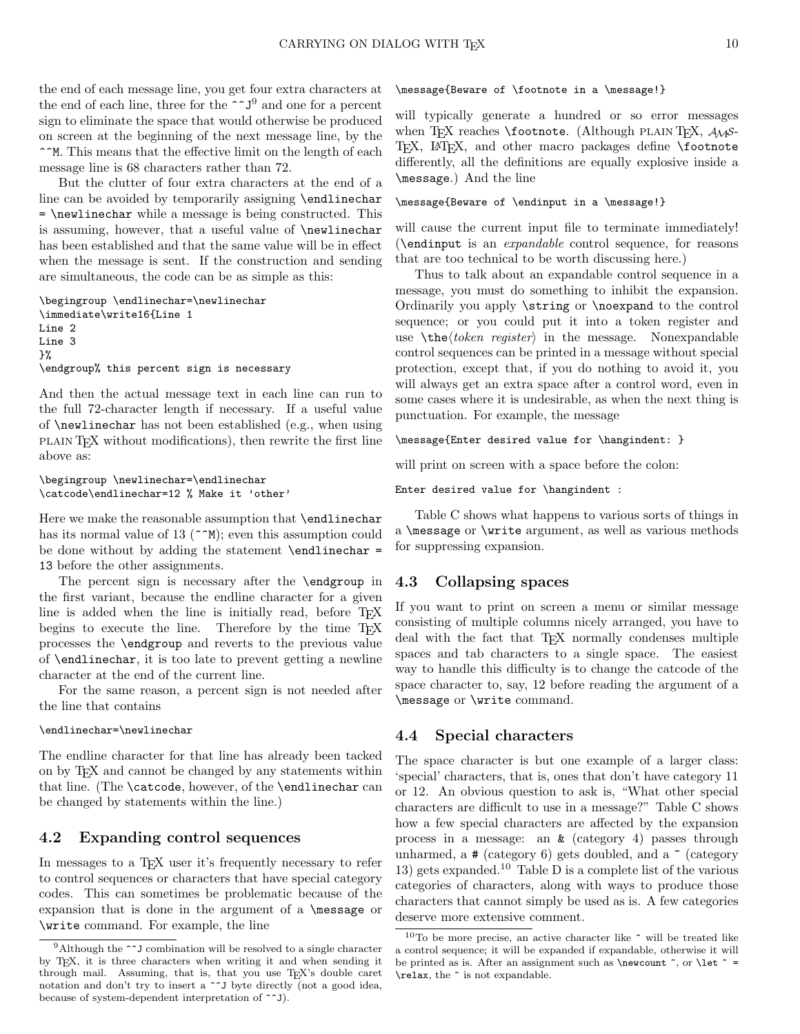the end of each message line, you get four extra characters at the end of each line, three for the `^^J`[9] and one for a percent sign to eliminate the space that would otherwise be produced on screen at the beginning of the next message line, by the `^^M`. This means that the effective limit on the length of each message line is 68 characters rather than 72.

But the clutter of four extra characters at the end of a line can be avoided by temporarily assigning `\endlinechar = \newlinechar` while a message is being constructed. This is assuming, however, that a useful value of `\newlinechar` has been established and that the same value will be in effect when the message is sent. If the construction and sending are simultaneous, the code can be as simple as this:

```
\begingroup \endlinechar=\newlinechar
\immediate\write16{Line 1
Line 2
Line 3
}%
\endgroup% this percent sign is necessary
```

And then the actual message text in each line can run to the full 72-character length if necessary. If a useful value of `\newlinechar` has not been established (e.g., when using PLAIN TeX without modifications), then rewrite the first line above as:

```
\begingroup \newlinechar=\endlinechar
\catcode\endlinechar=12 % Make it 'other'
```

Here we make the reasonable assumption that `\endlinechar` has its normal value of 13 (`^^M`); even this assumption could be done without by adding the statement `\endlinechar = 13` before the other assignments.

The percent sign is necessary after the `\endgroup` in the first variant, because the endline character for a given line is added when the line is initially read, before TeX begins to execute the line. Therefore by the time TeX processes the `\endgroup` and reverts to the previous value of `\endlinechar`, it is too late to prevent getting a newline character at the end of the current line.

For the same reason, a percent sign is not needed after the line that contains

```
\endlinechar=\newlinechar
```

The endline character for that line has already been tacked on by TeX and cannot be changed by any statements within that line. (The `\catcode`, however, of the `\endlinechar` can be changed by statements within the line.)

## 4.2 Expanding control sequences

In messages to a TeX user it's frequently necessary to refer to control sequences or characters that have special category codes. This can sometimes be problematic because of the expansion that is done in the argument of a `\message` or `\write` command. For example, the line

```
\message{Beware of \footnote in a \message!}
```

will typically generate a hundred or so error messages when TeX reaches `\footnote`. (Although PLAIN TeX, AMS-TeX, LaTeX, and other macro packages define `\footnote` differently, all the definitions are equally explosive inside a `\message`.) And the line

```
\message{Beware of \endinput in a \message!}
```

will cause the current input file to terminate immediately! (`\endinput` is an *expandable* control sequence, for reasons that are too technical to be worth discussing here.)

Thus to talk about an expandable control sequence in a message, you must do something to inhibit the expansion. Ordinarily you apply `\string` or `\noexpand` to the control sequence; or you could put it into a token register and use `\the`⟨*token register*⟩ in the message. Nonexpandable control sequences can be printed in a message without special protection, except that, if you do nothing to avoid it, you will always get an extra space after a control word, even in some cases where it is undesirable, as when the next thing is punctuation. For example, the message

```
\message{Enter desired value for \hangindent: }
```

will print on screen with a space before the colon:

```
Enter desired value for \hangindent :
```

Table C shows what happens to various sorts of things in a `\message` or `\write` argument, as well as various methods for suppressing expansion.

## 4.3 Collapsing spaces

If you want to print on screen a menu or similar message consisting of multiple columns nicely arranged, you have to deal with the fact that TeX normally condenses multiple spaces and tab characters to a single space. The easiest way to handle this difficulty is to change the catcode of the space character to, say, 12 before reading the argument of a `\message` or `\write` command.

## 4.4 Special characters

The space character is but one example of a larger class: 'special' characters, that is, ones that don't have category 11 or 12. An obvious question to ask is, "What other special characters are difficult to use in a message?" Table C shows how a few special characters are affected by the expansion process in a message: an `&` (category 4) passes through unharmed, a `#` (category 6) gets doubled, and a `~` (category 13) gets expanded.[10] Table D is a complete list of the various categories of characters, along with ways to produce those characters that cannot simply be used as is. A few categories deserve more extensive comment.

---

[9] Although the `^^J` combination will be resolved to a single character by TeX, it is three characters when writing it and when sending it through mail. Assuming, that is, that you use TeX's double caret notation and don't try to insert a `^^J` byte directly (not a good idea, because of system-dependent interpretation of `^^J`).

[10] To be more precise, an active character like `~` will be treated like a control sequence; it will be expanded if expandable, otherwise it will be printed as is. After an assignment such as `\newcount ~`, or `\let ~ = \relax`, the `~` is not expandable.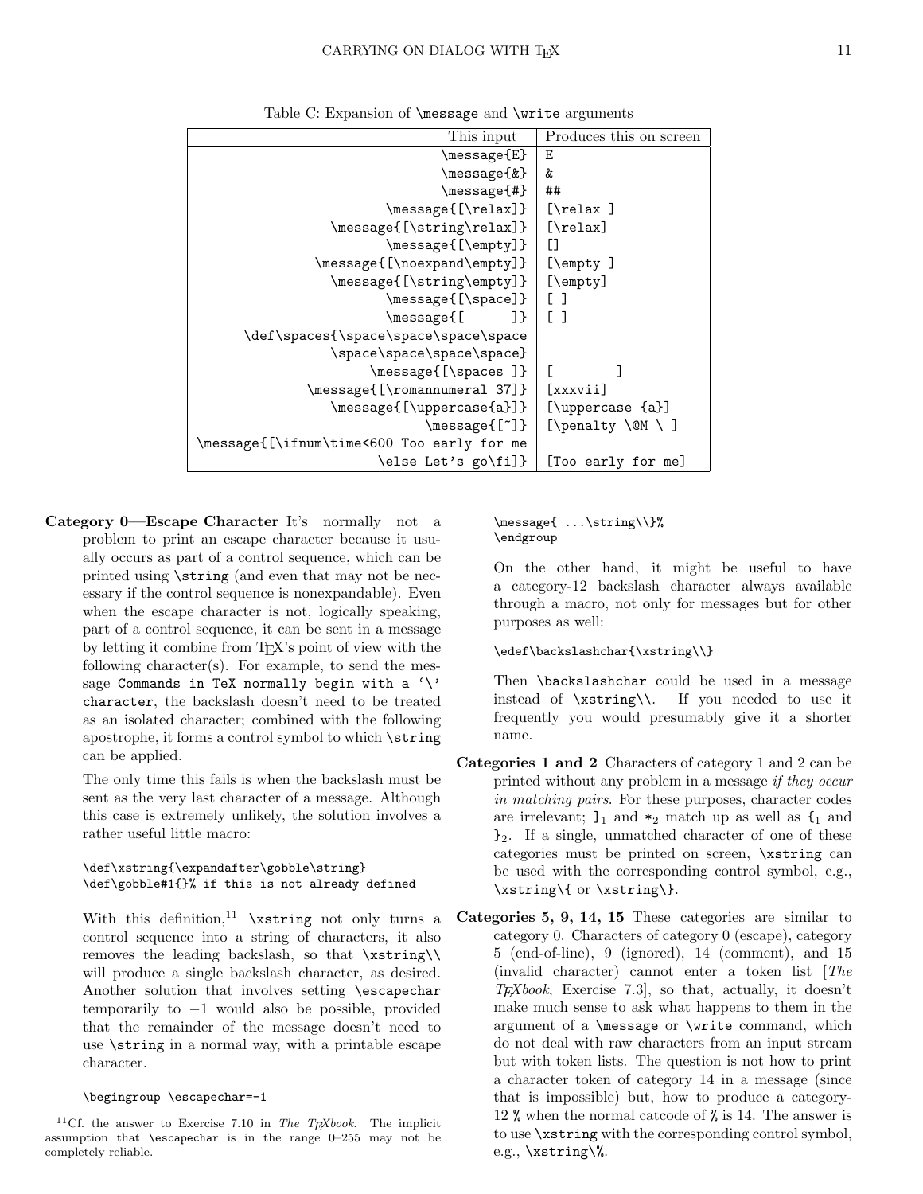Table C: Expansion of `\message` and `\write` arguments

| This input | Produces this on screen |
|---|---|
| `\message{E}` | `E` |
| `\message{&}` | `&` |
| `\message{#}` | `##` |
| `\message{[\relax]}` | `[\relax ]` |
| `\message{[\string\relax]}` | `[\relax]` |
| `\message{[\empty]}` | `[]` |
| `\message{[\noexpand\empty]}` | `[\empty ]` |
| `\message{[\string\empty]}` | `[\empty]` |
| `\message{[\space]}` | `[ ]` |
| `\message{[      ]}` | `[ ]` |
| `\def\spaces{\space\space\space\space \space\space\space\space}` | |
| `\message{[\spaces ]}` | `[        ]` |
| `\message{[\romannumeral 37]}` | `[xxxvii]` |
| `\message{[\uppercase{a}]}` | `[\uppercase {a}]` |
| `\message{[~]}` | `[\penalty \@M \ ]` |
| `\message{[\ifnum\time<600 Too early for me \else Let's go\fi]}` | `[Too early for me]` |

**Category 0—Escape Character** It's normally not a problem to print an escape character because it usually occurs as part of a control sequence, which can be printed using `\string` (and even that may not be necessary if the control sequence is nonexpandable). Even when the escape character is not, logically speaking, part of a control sequence, it can be sent in a message by letting it combine from TeX's point of view with the following character(s). For example, to send the message `Commands in TeX normally begin with a '\' character`, the backslash doesn't need to be treated as an isolated character; combined with the following apostrophe, it forms a control symbol to which `\string` can be applied.

The only time this fails is when the backslash must be sent as the very last character of a message. Although this case is extremely unlikely, the solution involves a rather useful little macro:

```
\def\xstring{\expandafter\gobble\string}
\def\gobble#1{}% if this is not already defined
```

With this definition,[11] `\xstring` not only turns a control sequence into a string of characters, it also removes the leading backslash, so that `\xstring\\` will produce a single backslash character, as desired. Another solution that involves setting `\escapechar` temporarily to −1 would also be possible, provided that the remainder of the message doesn't need to use `\string` in a normal way, with a printable escape character.

```
\begingroup \escapechar=-1
\message{ ...\string\\}%
\endgroup
```

On the other hand, it might be useful to have a category-12 backslash character always available through a macro, not only for messages but for other purposes as well:

```
\edef\backslashchar{\xstring\\}
```

Then `\backslashchar` could be used in a message instead of `\xstring\\`. If you needed to use it frequently you would presumably give it a shorter name.

**Categories 1 and 2** Characters of category 1 and 2 can be printed without any problem in a message *if they occur in matching pairs*. For these purposes, character codes are irrelevant; $]_1$ and $*_2$ match up as well as $\{_1$ and $\}_2$. If a single, unmatched character of one of these categories must be printed on screen, `\xstring` can be used with the corresponding control symbol, e.g., `\xstring\{` or `\xstring\}`.

**Categories 5, 9, 14, 15** These categories are similar to category 0. Characters of category 0 (escape), category 5 (end-of-line), 9 (ignored), 14 (comment), and 15 (invalid character) cannot enter a token list [*The TeXbook*, Exercise 7.3], so that, actually, it doesn't make much sense to ask what happens to them in the argument of a `\message` or `\write` command, which do not deal with raw characters from an input stream but with token lists. The question is not how to print a character token of category 14 in a message (since that is impossible) but, how to produce a category-12 `%` when the normal catcode of `%` is 14. The answer is to use `\xstring` with the corresponding control symbol, e.g., `\xstring\%`.

---

[11] Cf. the answer to Exercise 7.10 in *The TeXbook*. The implicit assumption that `\escapechar` is in the range 0–255 may not be completely reliable.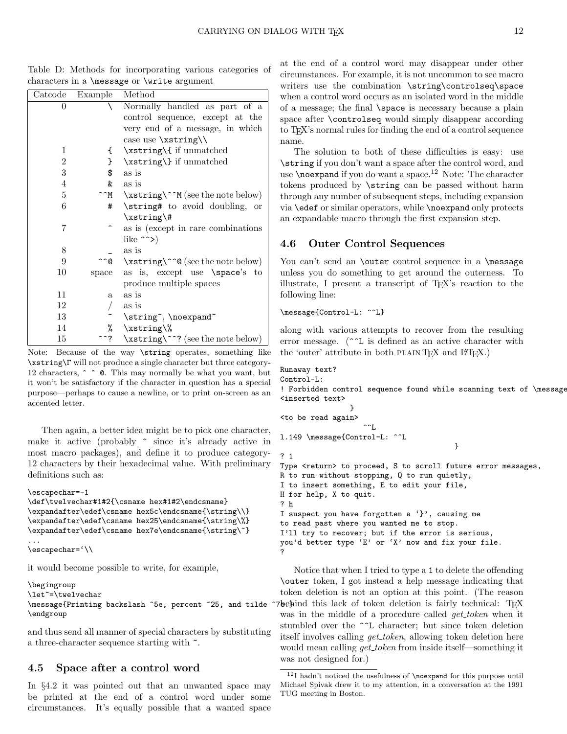Table D: Methods for incorporating various categories of characters in a `\message` or `\write` argument

| Catcode | Example | Method |
|---|---|---|
| 0 | `\` | Normally handled as part of a control sequence, except at the very end of a message, in which case use `\xstring\\` |
| 1 | `{` | `\xstring\{` if unmatched |
| 2 | `}` | `\xstring\}` if unmatched |
| 3 | `$` | as is |
| 4 | `&` | as is |
| 5 | `^^M` | `\xstring\^^M` (see the note below) |
| 6 | `#` | `\string#` to avoid doubling, or `\xstring\#` |
| 7 | `^` | as is (except in rare combinations like `^^>`) |
| 8 | `_` | as is |
| 9 | `^^@` | `\xstring\^^@` (see the note below) |
| 10 | space | as is, except use `\space`'s to produce multiple spaces |
| 11 | a | as is |
| 12 | / | as is |
| 13 | `~` | `\string~`, `\noexpand~` |
| 14 | `%` | `\xstring\%` |
| 15 | `^^?` | `\xstring\^^?` (see the note below) |

Note: Because of the way `\string` operates, something like `\xstring\Γ` will not produce a single character but three category-12 characters, `^ ^ @`. This may normally be what you want, but it won't be satisfactory if the character in question has a special purpose—perhaps to cause a newline, or to print on-screen as an accented letter.

Then again, a better idea might be to pick one character, make it active (probably `~` since it's already active in most macro packages), and define it to produce category-12 characters by their hexadecimal value. With preliminary definitions such as:

```
\escapechar=-1
\def\twelvechar#1#2{\csname hex#1#2\endcsname}
\expandafter\edef\csname hex5c\endcsname{\string\\}
\expandafter\edef\csname hex25\endcsname{\string\%}
\expandafter\edef\csname hex7e\endcsname{\string\~}
...
\escapechar=`\\
```

it would become possible to write, for example,

```
\begingroup
\let~=\twelvechar
\message{Printing backslash ~5e, percent ~25, and tilde ~7e}
\endgroup
```

and thus send all manner of special characters by substituting a three-character sequence starting with `~`.

## 4.5 Space after a control word

In §4.2 it was pointed out that an unwanted space may be printed at the end of a control word under some circumstances. It's equally possible that a wanted space at the end of a control word may disappear under other circumstances. For example, it is not uncommon to see macro writers use the combination `\string\controlseq\space` when a control word occurs as an isolated word in the middle of a message; the final `\space` is necessary because a plain space after `\controlseq` would simply disappear according to TeX's normal rules for finding the end of a control sequence name.

The solution to both of these difficulties is easy: use `\string` if you don't want a space after the control word, and use `\noexpand` if you do want a space.[12] Note: The character tokens produced by `\string` can be passed without harm through any number of subsequent steps, including expansion via `\edef` or similar operators, while `\noexpand` only protects an expandable macro through the first expansion step.

## 4.6 Outer Control Sequences

You can't send an `\outer` control sequence in a `\message` unless you do something to get around the outerness. To illustrate, I present a transcript of TeX's reaction to the following line:

```
\message{Control-L: ^^L}
```

along with various attempts to recover from the resulting error message. (`^^L` is defined as an active character with the 'outer' attribute in both PLAIN TeX and LaTeX.)

```
Runaway text?
Control-L:
! Forbidden control sequence found while scanning text of \message
<inserted text>
                }
<to be read again>
                   ^^L
l.149 \message{Control-L: ^^L
                                              }
? 1
Type <return> to proceed, S to scroll future error messages,
R to run without stopping, Q to run quietly,
I to insert something, E to edit your file,
H for help, X to quit.
? h
I suspect you have forgotten a `}', causing me
to read past where you wanted me to stop.
I'll try to recover; but if the error is serious,
you'd better type `E' or `X' now and fix your file.
?
```

Notice that when I tried to type a `1` to delete the offending `\outer` token, I got instead a help message indicating that token deletion is not an option at this point. (The reason behind this lack of token deletion is fairly technical: TeX was in the middle of a procedure called *get_token* when it stumbled over the `^^L` character; but since token deletion itself involves calling *get_token*, allowing token deletion here would mean calling *get_token* from inside itself—something it was not designed for.)

[12] I hadn't noticed the usefulness of `\noexpand` for this purpose until Michael Spivak drew it to my attention, in a conversation at the 1991 TUG meeting in Boston.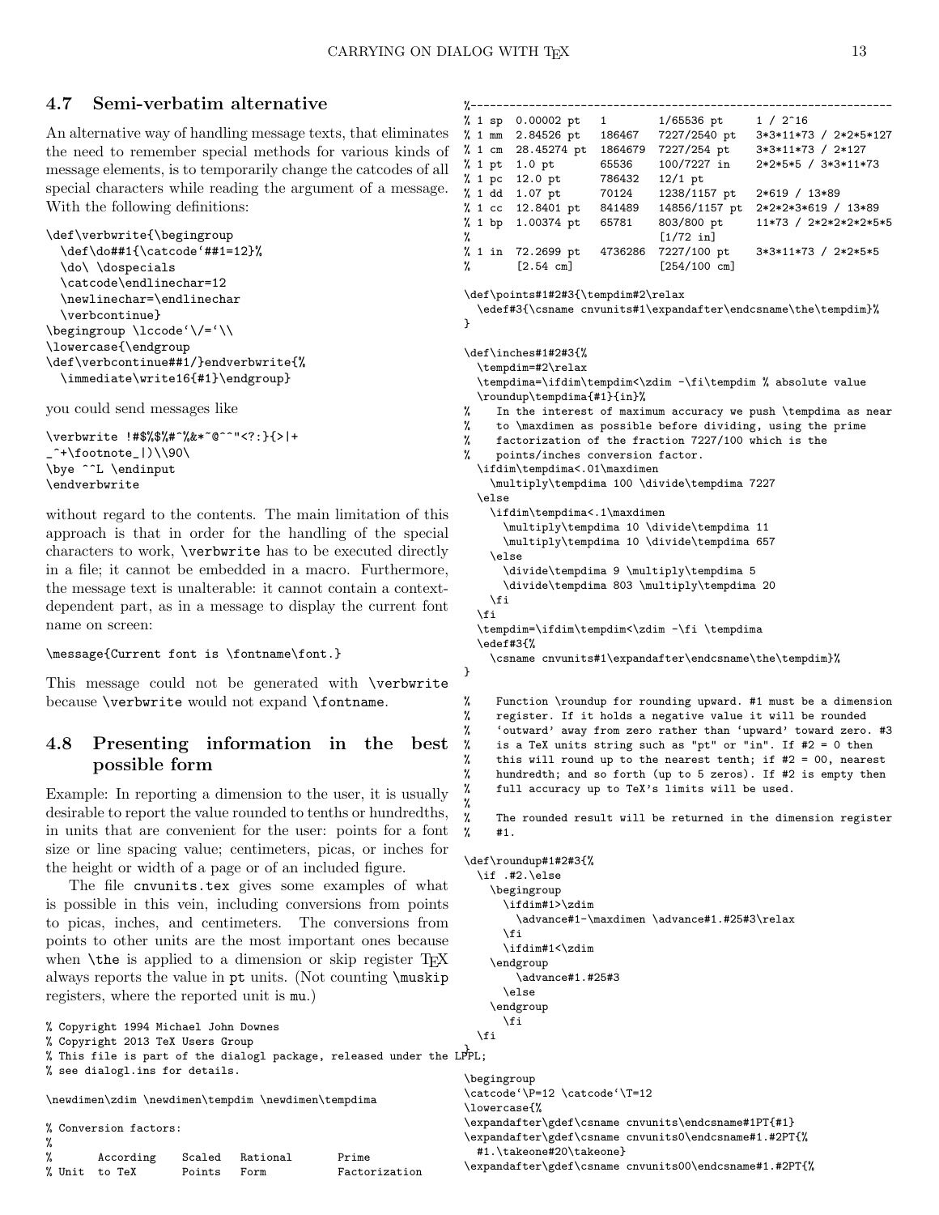## 4.7 Semi-verbatim alternative

An alternative way of handling message texts, that eliminates the need to remember special methods for various kinds of message elements, is to temporarily change the catcodes of all special characters while reading the argument of a message. With the following definitions:

```
\def\verbwrite{\begingroup
  \def\do##1{\catcode`##1=12}%
  \do\ \dospecials
  \catcode\endlinechar=12
  \newlinechar=\endlinechar
  \verbcontinue}
\begingroup \lccode`\/=`\\
\lowercase{\endgroup
\def\verbcontinue##1/}endverbwrite{%
  \immediate\write16{#1}\endgroup}
```

you could send messages like

```
\verbwrite !#$%$%#^%&*~@^^"<?:}{>|+
_^+\footnote_|)\\90\
\bye ^^L \endinput
\endverbwrite
```

without regard to the contents. The main limitation of this approach is that in order for the handling of the special characters to work, `\verbwrite` has to be executed directly in a file; it cannot be embedded in a macro. Furthermore, the message text is unalterable: it cannot contain a context-dependent part, as in a message to display the current font name on screen:

```
\message{Current font is \fontname\font.}
```

This message could not be generated with `\verbwrite` because `\verbwrite` would not expand `\fontname`.

## 4.8 Presenting information in the best possible form

Example: In reporting a dimension to the user, it is usually desirable to report the value rounded to tenths or hundredths, in units that are convenient for the user: points for a font size or line spacing value; centimeters, picas, or inches for the height or width of a page or of an included figure.

The file `cnvunits.tex` gives some examples of what is possible in this vein, including conversions from points to picas, inches, and centimeters. The conversions from points to other units are the most important ones because when `\the` is applied to a dimension or skip register TeX always reports the value in `pt` units. (Not counting `\muskip` registers, where the reported unit is `mu`.)

```
% Copyright 1994 Michael John Downes
% Copyright 2013 TeX Users Group
% This file is part of the dialogl package, released under the LPPL;
% see dialogl.ins for details.

\newdimen\zdim \newdimen\tempdim \newdimen\tempdima

% Conversion factors:
%
%        According    Scaled   Rational        Prime
% Unit   to TeX       Points   Form            Factorization
%-------------------------------------------------------------------
% 1 sp  0.00002 pt   1        1/65536 pt      1 / 2^16
% 1 mm  2.84526 pt   186467   7227/2540 pt    3*3*11*73 / 2*2*5*127
% 1 cm  28.45274 pt  1864679  7227/254 pt     3*3*11*73 / 2*127
% 1 pt  1.0 pt       65536    100/7227 in     2*2*5*5 / 3*3*11*73
% 1 pc  12.0 pt      786432   12/1 pt
% 1 dd  1.07 pt      70124    1238/1157 pt    2*619 / 13*89
% 1 cc  12.8401 pt   841489   14856/1157 pt   2*2*2*3*619 / 13*89
% 1 bp  1.00374 pt   65781    803/800 pt      11*73 / 2*2*2*2*2*5*5
%                             [1/72 in]
% 1 in  72.2699 pt   4736286  7227/100 pt     3*3*11*73 / 2*2*5*5
%       [2.54 cm]             [254/100 cm]

\def\points#1#2#3{\tempdim#2\relax
  \edef#3{\csname cnvunits#1\expandafter\endcsname\the\tempdim}%
}

\def\inches#1#2#3{%
  \tempdim=#2\relax
  \tempdima=\ifdim\tempdim<\zdim -\fi\tempdim % absolute value
  \roundup\tempdima{#1}{in}%
%    In the interest of maximum accuracy we push \tempdima as near
%    to \maxdimen as possible before dividing, using the prime
%    factorization of the fraction 7227/100 which is the
%    points/inches conversion factor.
  \ifdim\tempdima<.01\maxdimen
    \multiply\tempdima 100 \divide\tempdima 7227
  \else
    \ifdim\tempdima<.1\maxdimen
      \multiply\tempdima 10 \divide\tempdima 11
      \multiply\tempdima 10 \divide\tempdima 657
    \else
      \divide\tempdima 9 \multiply\tempdima 5
      \divide\tempdima 803 \multiply\tempdima 20
    \fi
  \fi
  \tempdim=\ifdim\tempdim<\zdim -\fi \tempdima
  \edef#3{%
    \csname cnvunits#1\expandafter\endcsname\the\tempdim}%
}

%    Function \roundup for rounding upward. #1 must be a dimension
%    register. If it holds a negative value it will be rounded
%    `outward' away from zero rather than `upward' toward zero. #3
%    is a TeX units string such as "pt" or "in". If #2 = 0 then
%    this will round up to the nearest tenth; if #2 = 00, nearest
%    hundredth; and so forth (up to 5 zeros). If #2 is empty then
%    full accuracy up to TeX's limits will be used.
%
%    The rounded result will be returned in the dimension register
%    #1.

\def\roundup#1#2#3{%
  \if .#2.\else
    \begingroup
      \ifdim#1>\zdim
        \advance#1-\maxdimen \advance#1.#25#3\relax
      \fi
      \ifdim#1<\zdim
    \endgroup
        \advance#1.#25#3
      \else
    \endgroup
      \fi
  \fi
}

\begingroup
\catcode`\P=12 \catcode`\T=12
\lowercase{%
\expandafter\gdef\csname cnvunits\endcsname#1PT{#1}
\expandafter\gdef\csname cnvunits0\endcsname#1.#2PT{%
  #1.\takeone#20\takeone}
\expandafter\gdef\csname cnvunits00\endcsname#1.#2PT{%
```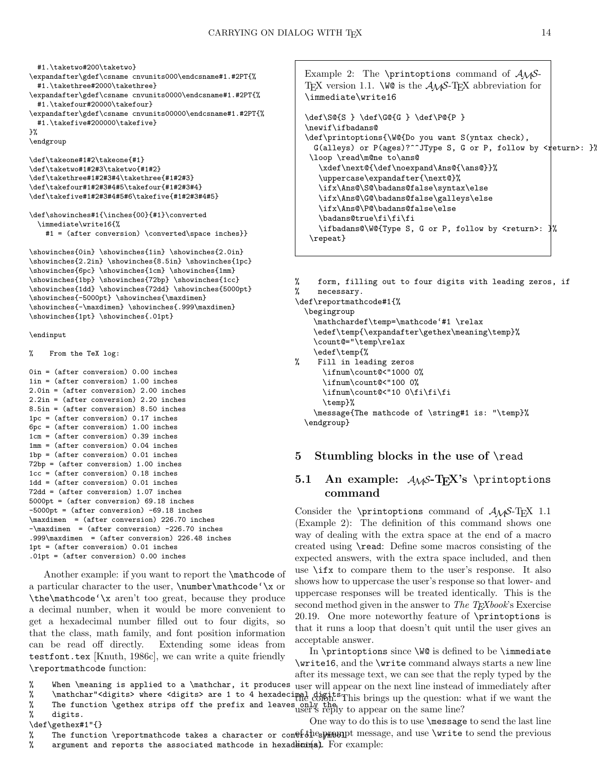```
  #1.\taketwo#200\taketwo}
\expandafter\gdef\csname cnvunits000\endcsname#1.#2PT{%
  #1.\takethree#2000\takethree}
\expandafter\gdef\csname cnvunits0000\endcsname#1.#2PT{%
  #1.\takefour#20000\takefour}
\expandafter\gdef\csname cnvunits00000\endcsname#1.#2PT{%
  #1.\takefive#200000\takefive}
}%
\endgroup

\def\takeone#1#2\takeone{#1}
\def\taketwo#1#2#3\taketwo{#1#2}
\def\takethree#1#2#3#4\takethree{#1#2#3}
\def\takefour#1#2#3#4#5\takefour{#1#2#3#4}
\def\takefive#1#2#3#4#5#6\takefive{#1#2#3#4#5}

\def\showinches#1{\inches{00}{#1}\converted
  \immediate\write16{%
    #1 = (after conversion) \converted\space inches}}

\showinches{0in} \showinches{1in} \showinches{2.0in}
\showinches{2.2in} \showinches{8.5in} \showinches{1pc}
\showinches{6pc} \showinches{1cm} \showinches{1mm}
\showinches{1bp} \showinches{72bp} \showinches{1cc}
\showinches{1dd} \showinches{72dd} \showinches{5000pt}
\showinches{-5000pt} \showinches{\maxdimen}
\showinches{-\maxdimen} \showinches{.999\maxdimen}
\showinches{1pt} \showinches{.01pt}

\endinput

%    From the TeX log:

0in = (after conversion) 0.00 inches
1in = (after conversion) 1.00 inches
2.0in = (after conversion) 2.00 inches
2.2in = (after conversion) 2.20 inches
8.5in = (after conversion) 8.50 inches
1pc = (after conversion) 0.17 inches
6pc = (after conversion) 1.00 inches
1cm = (after conversion) 0.39 inches
1mm = (after conversion) 0.04 inches
1bp = (after conversion) 0.01 inches
72bp = (after conversion) 1.00 inches
1cc = (after conversion) 0.18 inches
1dd = (after conversion) 0.01 inches
72dd = (after conversion) 1.07 inches
5000pt = (after conversion) 69.18 inches
-5000pt = (after conversion) -69.18 inches
\maxdimen  = (after conversion) 226.70 inches
-\maxdimen  = (after conversion) -226.70 inches
.999\maxdimen  = (after conversion) 226.48 inches
1pt = (after conversion) 0.01 inches
.01pt = (after conversion) 0.00 inches
```

Another example: if you want to report the `\mathcode` of a particular character to the user, `\number\mathcode‘\x` or `\the\mathcode‘\x` aren't too great, because they produce a decimal number, when it would be more convenient to get a hexadecimal number filled out to four digits, so that the class, math family, and font position information can be read off directly. Extending some ideas from `testfont.tex` [Knuth, 1986c], we can write a quite friendly `\reportmathcode` function:

```
%    When \meaning is applied to a \mathchar, it produces
%    \mathchar"<digits> where <digits> are 1 to 4 hexadecimal digits.
%    The function \gethex strips off the prefix and leaves only the
%    digits.
\def\gethex#1"{}
%    The function \reportmathcode takes a character or control symbol
%    argument and reports the associated mathcode in hexadecimal
%    form, filling out to four digits with leading zeros, if
%    necessary.
\def\reportmathcode#1{%
  \begingroup
    \mathchardef\temp=\mathcode‘#1 \relax
    \edef\temp{\expandafter\gethex\meaning\temp}%
    \count@="\temp\relax
    \edef\temp{%
%    Fill in leading zeros
      \ifnum\count@<"1000 0%
      \ifnum\count@<"100 0%
      \ifnum\count@<"10 0\fi\fi\fi
      \temp}%
    \message{The mathcode of \string#1 is: "\temp}%
  \endgroup}
```

Example 2: The `\printoptions` command of $\mathcal{AMS}$-TEX version 1.1. `\W@` is the $\mathcal{AMS}$-TEX abbreviation for `\immediate\write16`

```
\def\S@{S } \def\G@{G } \def\P@{P }
\newif\ifbadans@
\def\printoptions{\W@{Do you want S(yntax check),
  G(alleys) or P(ages)?^^JType S, G or P, follow by <return>: }%
 \loop \read\m@ne to\ans@
   \xdef\next@{\def\noexpand\Ans@{\ans@}}%
   \uppercase\expandafter{\next@}%
   \ifx\Ans@\S@\badans@false\syntax\else
   \ifx\Ans@\G@\badans@false\galleys\else
   \ifx\Ans@\P@\badans@false\else
   \badans@true\fi\fi\fi
   \ifbadans@\W@{Type S, G or P, follow by <return>: }%
 \repeat}
```

## 5 Stumbling blocks in the use of `\read`

### 5.1 An example: $\mathcal{AMS}$-TEX's `\printoptions` command

Consider the `\printoptions` command of $\mathcal{AMS}$-TEX 1.1 (Example 2): The definition of this command shows one way of dealing with the extra space at the end of a macro created using `\read`: Define some macros consisting of the expected answers, with the extra space included, and then use `\ifx` to compare them to the user's response. It also shows how to uppercase the user's response so that lower- and uppercase responses will be treated identically. This is the second method given in the answer to *The TEXbook*'s Exercise 20.19. One more noteworthy feature of `\printoptions` is that it runs a loop that doesn't quit until the user gives an acceptable answer.

In `\printoptions` since `\W@` is defined to be `\immediate\write16`, and the `\write` command always starts a new line after its message text, we can see that the reply typed by the user will appear on the next line instead of immediately after the colon. This brings up the question: what if we want the user's reply to appear on the same line?

One way to do this is to use `\message` to send the last line of the prompt message, and use `\write` to send the previous line(s). For example: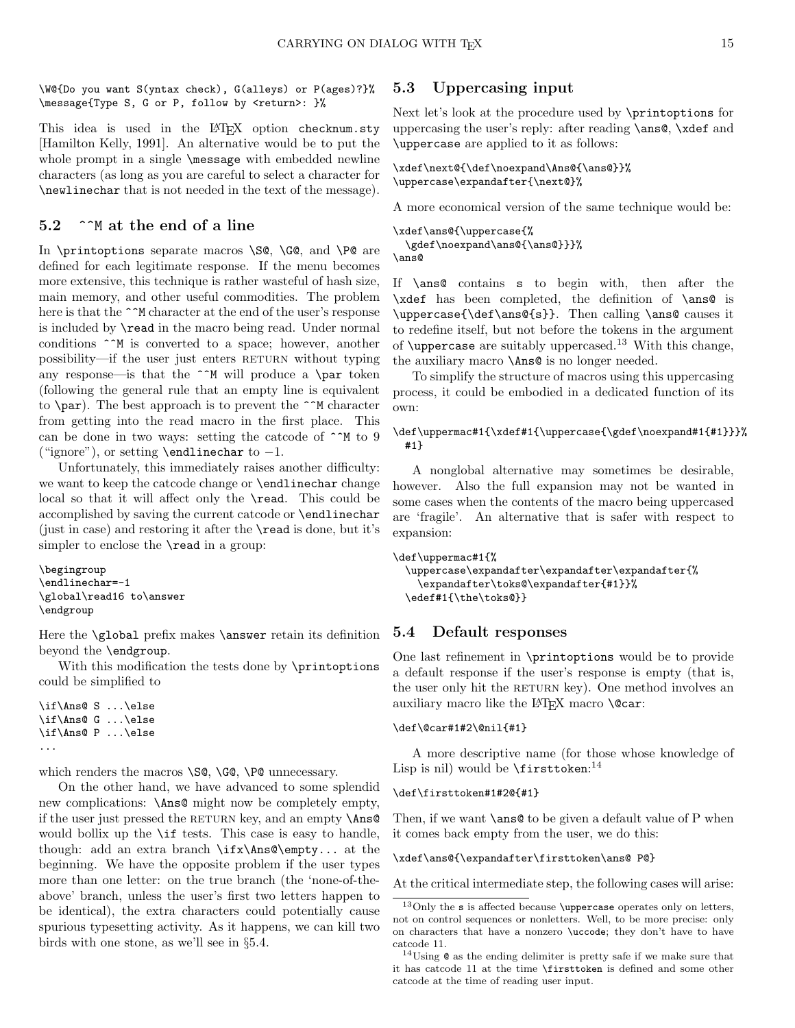```
\W@{Do you want S(yntax check), G(alleys) or P(ages)?}%
\message{Type S, G or P, follow by <return>: }%
```

This idea is used in the LaTeX option `checknum.sty` [Hamilton Kelly, 1991]. An alternative would be to put the whole prompt in a single `\message` with embedded newline characters (as long as you are careful to select a character for `\newlinechar` that is not needed in the text of the message).

## 5.2 `^^M` at the end of a line

In `\printoptions` separate macros `\S@`, `\G@`, and `\P@` are defined for each legitimate response. If the menu becomes more extensive, this technique is rather wasteful of hash size, main memory, and other useful commodities. The problem here is that the `^^M` character at the end of the user's response is included by `\read` in the macro being read. Under normal conditions `^^M` is converted to a space; however, another possibility—if the user just enters RETURN without typing any response—is that the `^^M` will produce a `\par` token (following the general rule that an empty line is equivalent to `\par`). The best approach is to prevent the `^^M` character from getting into the read macro in the first place. This can be done in two ways: setting the catcode of `^^M` to 9 ("ignore"), or setting `\endlinechar` to −1.

Unfortunately, this immediately raises another difficulty: we want to keep the catcode change or `\endlinechar` change local so that it will affect only the `\read`. This could be accomplished by saving the current catcode or `\endlinechar` (just in case) and restoring it after the `\read` is done, but it's simpler to enclose the `\read` in a group:

```
\begingroup
\endlinechar=-1
\global\read16 to\answer
\endgroup
```

Here the `\global` prefix makes `\answer` retain its definition beyond the `\endgroup`.

With this modification the tests done by `\printoptions` could be simplified to

```
\if\Ans@ S ...\else
\if\Ans@ G ...\else
\if\Ans@ P ...\else
...
```

which renders the macros `\S@`, `\G@`, `\P@` unnecessary.

On the other hand, we have advanced to some splendid new complications: `\Ans@` might now be completely empty, if the user just pressed the RETURN key, and an empty `\Ans@` would bollix up the `\if` tests. This case is easy to handle, though: add an extra branch `\ifx\Ans@\empty...` at the beginning. We have the opposite problem if the user types more than one letter: on the true branch (the 'none-of-the-above' branch, unless the user's first two letters happen to be identical), the extra characters could potentially cause spurious typesetting activity. As it happens, we can kill two birds with one stone, as we'll see in §5.4.

## 5.3 Uppercasing input

Next let's look at the procedure used by `\printoptions` for uppercasing the user's reply: after reading `\ans@`, `\xdef` and `\uppercase` are applied to it as follows:

```
\xdef\next@{\def\noexpand\Ans@{\ans@}}%
\uppercase\expandafter{\next@}%
```

A more economical version of the same technique would be:

```
\xdef\ans@{\uppercase{%
  \gdef\noexpand\ans@{\ans@}}}%
\ans@
```

If `\ans@` contains `s` to begin with, then after the `\xdef` has been completed, the definition of `\ans@` is `\uppercase{\def\ans@{s}}`. Then calling `\ans@` causes it to redefine itself, but not before the tokens in the argument of `\uppercase` are suitably uppercased.[13] With this change, the auxiliary macro `\Ans@` is no longer needed.

To simplify the structure of macros using this uppercasing process, it could be embodied in a dedicated function of its own:

```
\def\uppermac#1{\xdef#1{\uppercase{\gdef\noexpand#1{#1}}}%
  #1}
```

A nonglobal alternative may sometimes be desirable, however. Also the full expansion may not be wanted in some cases when the contents of the macro being uppercased are 'fragile'. An alternative that is safer with respect to expansion:

```
\def\uppermac#1{%
  \uppercase\expandafter\expandafter\expandafter{%
    \expandafter\toks@\expandafter{#1}}%
  \edef#1{\the\toks@}}
```

## 5.4 Default responses

One last refinement in `\printoptions` would be to provide a default response if the user's response is empty (that is, the user only hit the RETURN key). One method involves an auxiliary macro like the LaTeX macro `\@car`:

```
\def\@car#1#2\@nil{#1}
```

A more descriptive name (for those whose knowledge of Lisp is nil) would be `\firsttoken`:[14]

```
\def\firsttoken#1#2@{#1}
```

Then, if we want `\ans@` to be given a default value of P when it comes back empty from the user, we do this:

```
\xdef\ans@{\expandafter\firsttoken\ans@ P@}
```

At the critical intermediate step, the following cases will arise:

---

[13] Only the `s` is affected because `\uppercase` operates only on letters, not on control sequences or nonletters. Well, to be more precise: only on characters that have a nonzero `\uccode`; they don't have to have catcode 11.

[14] Using `@` as the ending delimiter is pretty safe if we make sure that it has catcode 11 at the time `\firsttoken` is defined and some other catcode at the time of reading user input.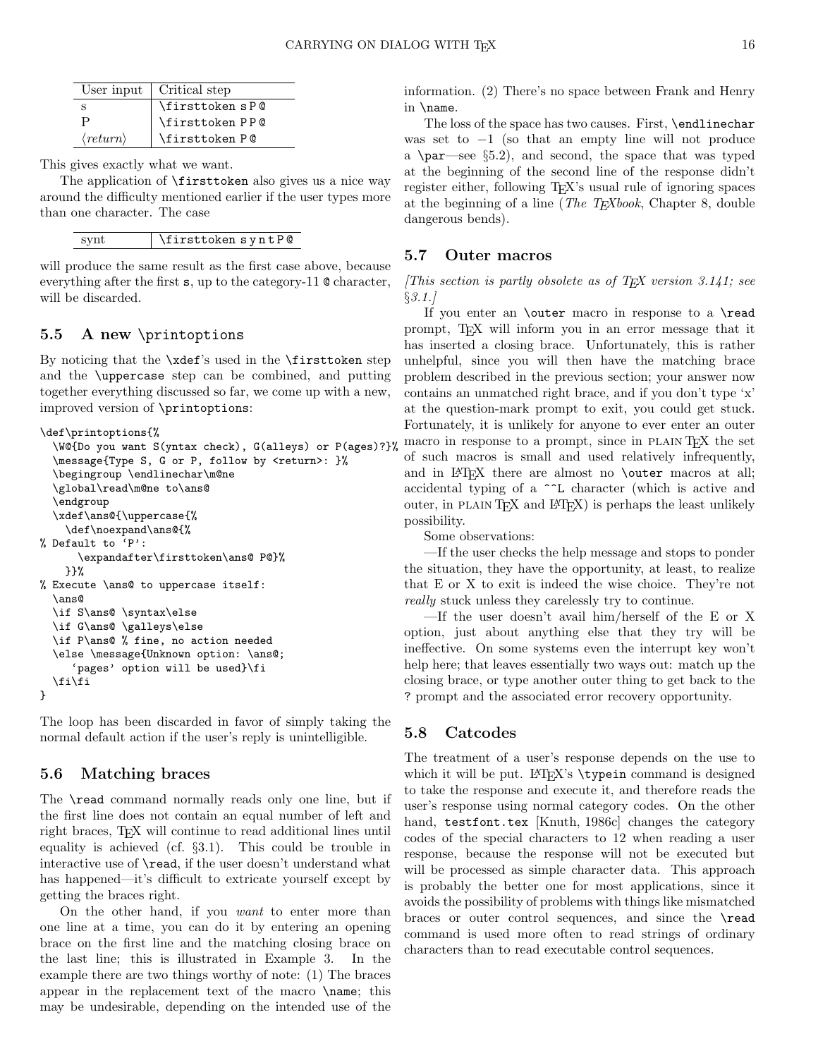| User input | Critical step |
|---|---|
| s | `\firsttoken sP@` |
| P | `\firsttoken PP@` |
| ⟨*return*⟩ | `\firsttoken P@` |

This gives exactly what we want.

The application of `\firsttoken` also gives us a nice way around the difficulty mentioned earlier if the user types more than one character. The case

| synt | `\firsttoken syntP@` |
|---|---|

will produce the same result as the first case above, because everything after the first `s`, up to the category-11 `@` character, will be discarded.

## 5.5 A new \printoptions

By noticing that the `\xdef`'s used in the `\firsttoken` step and the `\uppercase` step can be combined, and putting together everything discussed so far, we come up with a new, improved version of `\printoptions`:

```
\def\printoptions{%
  \W@{Do you want S(yntax check), G(alleys) or P(ages)?}%
  \message{Type S, G or P, follow by <return>: }%
  \begingroup \endlinechar\m@ne
  \global\read\m@ne to\ans@
  \endgroup
  \xdef\ans@{\uppercase{%
    \def\noexpand\ans@{%
% Default to `P':
      \expandafter\firsttoken\ans@ P@}%
    }}%
% Execute \ans@ to uppercase itself:
  \ans@
  \if S\ans@ \syntax\else
  \if G\ans@ \galleys\else
  \if P\ans@ % fine, no action needed
  \else \message{Unknown option: \ans@;
     `pages' option will be used}\fi
  \fi\fi
}
```

The loop has been discarded in favor of simply taking the normal default action if the user's reply is unintelligible.

## 5.6 Matching braces

The `\read` command normally reads only one line, but if the first line does not contain an equal number of left and right braces, TeX will continue to read additional lines until equality is achieved (cf. §3.1). This could be trouble in interactive use of `\read`, if the user doesn't understand what has happened—it's difficult to extricate yourself except by getting the braces right.

On the other hand, if you *want* to enter more than one line at a time, you can do it by entering an opening brace on the first line and the matching closing brace on the last line; this is illustrated in Example 3. In the example there are two things worthy of note: (1) The braces appear in the replacement text of the macro `\name`; this may be undesirable, depending on the intended use of the information. (2) There's no space between Frank and Henry in `\name`.

The loss of the space has two causes. First, `\endlinechar` was set to −1 (so that an empty line will not produce a `\par`—see §5.2), and second, the space that was typed at the beginning of the second line of the response didn't register either, following TeX's usual rule of ignoring spaces at the beginning of a line (*The TeXbook*, Chapter 8, double dangerous bends).

## 5.7 Outer macros

*[This section is partly obsolete as of TeX version 3.141; see §3.1.]*

If you enter an `\outer` macro in response to a `\read` prompt, TeX will inform you in an error message that it has inserted a closing brace. Unfortunately, this is rather unhelpful, since you will then have the matching brace problem described in the previous section; your answer now contains an unmatched right brace, and if you don't type 'x' at the question-mark prompt to exit, you could get stuck. Fortunately, it is unlikely for anyone to ever enter an outer macro in response to a prompt, since in PLAIN TeX the set of such macros is small and used relatively infrequently, and in LaTeX there are almost no `\outer` macros at all; accidental typing of a `^^L` character (which is active and outer, in PLAIN TeX and LaTeX) is perhaps the least unlikely possibility.

Some observations:

—If the user checks the help message and stops to ponder the situation, they have the opportunity, at least, to realize that E or X to exit is indeed the wise choice. They're not *really* stuck unless they carelessly try to continue.

—If the user doesn't avail him/herself of the E or X option, just about anything else that they try will be ineffective. On some systems even the interrupt key won't help here; that leaves essentially two ways out: match up the closing brace, or type another outer thing to get back to the `?` prompt and the associated error recovery opportunity.

## 5.8 Catcodes

The treatment of a user's response depends on the use to which it will be put. LaTeX's `\typein` command is designed to take the response and execute it, and therefore reads the user's response using normal category codes. On the other hand, `testfont.tex` [Knuth, 1986c] changes the category codes of the special characters to 12 when reading a user response, because the response will not be executed but will be processed as simple character data. This approach is probably the better one for most applications, since it avoids the possibility of problems with things like mismatched braces or outer control sequences, and since the `\read` command is used more often to read strings of ordinary characters than to read executable control sequences.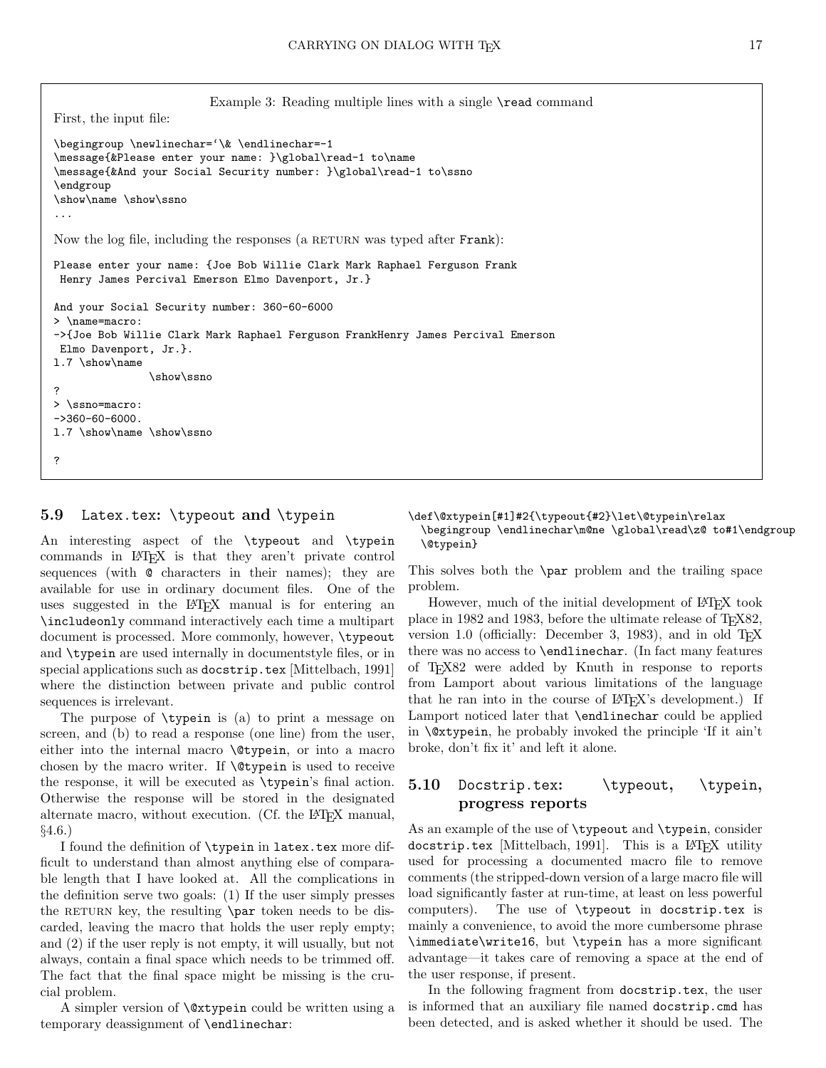Example 3: Reading multiple lines with a single \read command

First, the input file:

```
\begingroup \newlinechar=`\& \endlinechar=-1
\message{&Please enter your name: }\global\read-1 to\name
\message{&And your Social Security number: }\global\read-1 to\ssno
\endgroup
\show\name \show\ssno
...
```

Now the log file, including the responses (a RETURN was typed after `Frank`):

```
Please enter your name: {Joe Bob Willie Clark Mark Raphael Ferguson Frank
 Henry James Percival Emerson Elmo Davenport, Jr.}

And your Social Security number: 360-60-6000
> \name=macro:
->{Joe Bob Willie Clark Mark Raphael Ferguson FrankHenry James Percival Emerson
 Elmo Davenport, Jr.}.
l.7 \show\name
               \show\ssno
?
> \ssno=macro:
->360-60-6000.
l.7 \show\name \show\ssno

?
```

### 5.9 Latex.tex: \typeout and \typein

An interesting aspect of the `\typeout` and `\typein` commands in LaTeX is that they aren't private control sequences (with `@` characters in their names); they are available for use in ordinary document files. One of the uses suggested in the LaTeX manual is for entering an `\includeonly` command interactively each time a multipart document is processed. More commonly, however, `\typeout` and `\typein` are used internally in documentstyle files, or in special applications such as `docstrip.tex` [Mittelbach, 1991] where the distinction between private and public control sequences is irrelevant.

The purpose of `\typein` is (a) to print a message on screen, and (b) to read a response (one line) from the user, either into the internal macro `\@typein`, or into a macro chosen by the macro writer. If `\@typein` is used to receive the response, it will be executed as `\typein`'s final action. Otherwise the response will be stored in the designated alternate macro, without execution. (Cf. the LaTeX manual, §4.6.)

I found the definition of `\typein` in `latex.tex` more difficult to understand than almost anything else of comparable length that I have looked at. All the complications in the definition serve two goals: (1) If the user simply presses the RETURN key, the resulting `\par` token needs to be discarded, leaving the macro that holds the user reply empty; and (2) if the user reply is not empty, it will usually, but not always, contain a final space which needs to be trimmed off. The fact that the final space might be missing is the crucial problem.

A simpler version of `\@xtypein` could be written using a temporary deassignment of `\endlinechar`:

```
\def\@xtypein[#1]#2{\typeout{#2}\let\@typein\relax
  \begingroup \endlinechar\m@ne \global\read\z@ to#1\endgroup
  \@typein}
```

This solves both the `\par` problem and the trailing space problem.

However, much of the initial development of LaTeX took place in 1982 and 1983, before the ultimate release of TeX82, version 1.0 (officially: December 3, 1983), and in old TeX there was no access to `\endlinechar`. (In fact many features of TeX82 were added by Knuth in response to reports from Lamport about various limitations of the language that he ran into in the course of LaTeX's development.) If Lamport noticed later that `\endlinechar` could be applied in `\@xtypein`, he probably invoked the principle 'If it ain't broke, don't fix it' and left it alone.

### 5.10 Docstrip.tex: \typeout, \typein, progress reports

As an example of the use of `\typeout` and `\typein`, consider `docstrip.tex` [Mittelbach, 1991]. This is a LaTeX utility used for processing a documented macro file to remove comments (the stripped-down version of a large macro file will load significantly faster at run-time, at least on less powerful computers). The use of `\typeout` in `docstrip.tex` is mainly a convenience, to avoid the more cumbersome phrase `\immediate\write16`, but `\typein` has a more significant advantage—it takes care of removing a space at the end of the user response, if present.

In the following fragment from `docstrip.tex`, the user is informed that an auxiliary file named `docstrip.cmd` has been detected, and is asked whether it should be used. The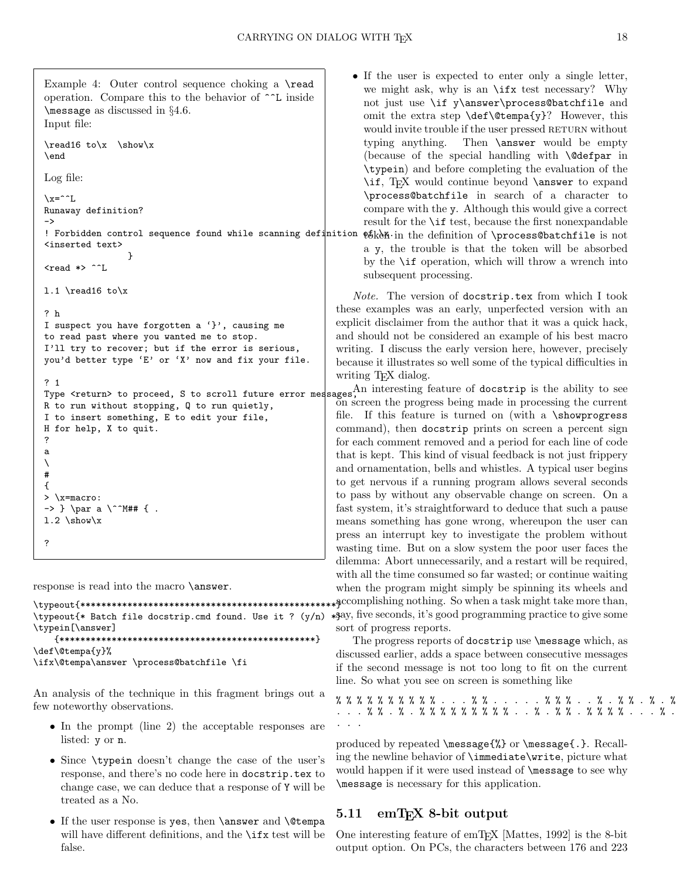Example 4: Outer control sequence choking a `\read` operation. Compare this to the behavior of `^^L` inside `\message` as discussed in §4.6.
Input file:

```
\read16 to\x  \show\x
\end
```

Log file:

```
\x=^^L
Runaway definition?
->
! Forbidden control sequence found while scanning definition of \x.
<inserted text>
                }
<read *> ^^L

l.1 \read16 to\x

? h
I suspect you have forgotten a `}', causing me
to read past where you wanted me to stop.
I'll try to recover; but if the error is serious,
you'd better type `E' or `X' now and fix your file.

? 1
Type <return> to proceed, S to scroll future error messages,
R to run without stopping, Q to run quietly,
I to insert something, E to edit your file,
H for help, X to quit.
?
a
\
#
{
> \x=macro:
-> } \par a \^^M## { .
l.2 \show\x

?
```

response is read into the macro `\answer`.

```
\typeout{**************************************************}
\typeout{* Batch file docstrip.cmd found. Use it ? (y/n) *}
\typein[\answer]
   {**************************************************}
\def\@tempa{y}%
\ifx\@tempa\answer \process@batchfile \fi
```

An analysis of the technique in this fragment brings out a few noteworthy observations.

- In the prompt (line 2) the acceptable responses are listed: `y` or `n`.
- Since `\typein` doesn't change the case of the user's response, and there's no code here in `docstrip.tex` to change case, we can deduce that a response of `Y` will be treated as a No.
- If the user response is `yes`, then `\answer` and `\@tempa` will have different definitions, and the `\ifx` test will be false.
- If the user is expected to enter only a single letter, we might ask, why is an `\ifx` test necessary? Why not just use `\if y\answer\process@batchfile` and omit the extra step `\def\@tempa{y}`? However, this would invite trouble if the user pressed RETURN without typing anything. Then `\answer` would be empty (because of the special handling with `\@defpar` in `\typein`) and before completing the evaluation of the `\if`, TeX would continue beyond `\answer` to expand `\process@batchfile` in search of a character to compare with the `y`. Although this would give a correct result for the `\if` test, because the first nonexpandable token in the definition of `\process@batchfile` is not a `y`, the trouble is that the token will be absorbed by the `\if` operation, which will throw a wrench into subsequent processing.

*Note.* The version of `docstrip.tex` from which I took these examples was an early, unperfected version with an explicit disclaimer from the author that it was a quick hack, and should not be considered an example of his best macro writing. I discuss the early version here, however, precisely because it illustrates so well some of the typical difficulties in writing TeX dialog.

An interesting feature of `docstrip` is the ability to see on screen the progress being made in processing the current file. If this feature is turned on (with a `\showprogress` command), then `docstrip` prints on screen a percent sign for each comment removed and a period for each line of code that is kept. This kind of visual feedback is not just frippery and ornamentation, bells and whistles. A typical user begins to get nervous if a running program allows several seconds to pass by without any observable change on screen. On a fast system, it's straightforward to deduce that such a pause means something has gone wrong, whereupon the user can press an interrupt key to investigate the problem without wasting time. But on a slow system the poor user faces the dilemma: Abort unnecessarily, and a restart will be required, with all the time consumed so far wasted; or continue waiting when the program might simply be spinning its wheels and accomplishing nothing. So when a task might take more than, say, five seconds, it's good programming practice to give some sort of progress reports.

The progress reports of `docstrip` use `\message` which, as discussed earlier, adds a space between consecutive messages if the second message is not too long to fit on the current line. So what you see on screen is something like

```
% % % % % % % % % % . . . % % . . . . . % % % . . % . % % . % . %
. . . % % . % . % % % % % % % % % . . % . % % . % % % % . . . % .
. . .
```

produced by repeated `\message{%}` or `\message{.}`. Recalling the newline behavior of `\immediate\write`, picture what would happen if it were used instead of `\message` to see why `\message` is necessary for this application.

## 5.11 emTeX 8-bit output

One interesting feature of emTeX [Mattes, 1992] is the 8-bit output option. On PCs, the characters between 176 and 223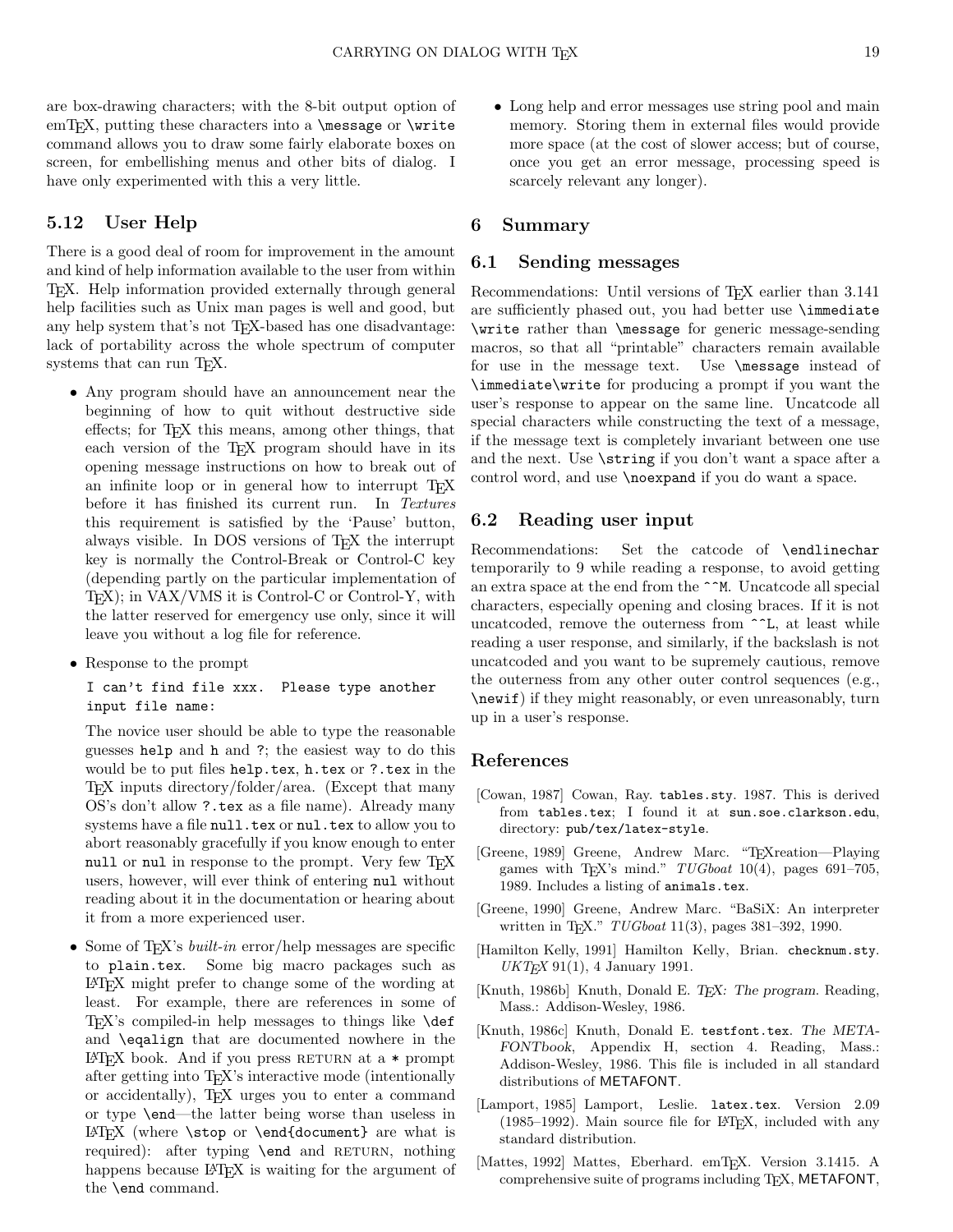are box-drawing characters; with the 8-bit output option of emTeX, putting these characters into a `\message` or `\write` command allows you to draw some fairly elaborate boxes on screen, for embellishing menus and other bits of dialog. I have only experimented with this a very little.

### 5.12 User Help

There is a good deal of room for improvement in the amount and kind of help information available to the user from within TeX. Help information provided externally through general help facilities such as Unix man pages is well and good, but any help system that's not TeX-based has one disadvantage: lack of portability across the whole spectrum of computer systems that can run TeX.

- Any program should have an announcement near the beginning of how to quit without destructive side effects; for TeX this means, among other things, that each version of the TeX program should have in its opening message instructions on how to break out of an infinite loop or in general how to interrupt TeX before it has finished its current run. In *Textures* this requirement is satisfied by the 'Pause' button, always visible. In DOS versions of TeX the interrupt key is normally the Control-Break or Control-C key (depending partly on the particular implementation of TeX); in VAX/VMS it is Control-C or Control-Y, with the latter reserved for emergency use only, since it will leave you without a log file for reference.

- Response to the prompt

  ```
  I can't find file xxx.  Please type another
  input file name:
  ```

  The novice user should be able to type the reasonable guesses `help` and `h` and `?`; the easiest way to do this would be to put files `help.tex`, `h.tex` or `?.tex` in the TeX inputs directory/folder/area. (Except that many OS's don't allow `?.tex` as a file name). Already many systems have a file `null.tex` or `nul.tex` to allow you to abort reasonably gracefully if you know enough to enter `null` or `nul` in response to the prompt. Very few TeX users, however, will ever think of entering `nul` without reading about it in the documentation or hearing about it from a more experienced user.

- Some of TeX's *built-in* error/help messages are specific to `plain.tex`. Some big macro packages such as LaTeX might prefer to change some of the wording at least. For example, there are references in some of TeX's compiled-in help messages to things like `\def` and `\eqalign` that are documented nowhere in the LaTeX book. And if you press RETURN at a `*` prompt after getting into TeX's interactive mode (intentionally or accidentally), TeX urges you to enter a command or type `\end`—the latter being worse than useless in LaTeX (where `\stop` or `\end{document}` are what is required): after typing `\end` and RETURN, nothing happens because LaTeX is waiting for the argument of the `\end` command.

- Long help and error messages use string pool and main memory. Storing them in external files would provide more space (at the cost of slower access; but of course, once you get an error message, processing speed is scarcely relevant any longer).

## 6 Summary

### 6.1 Sending messages

Recommendations: Until versions of TeX earlier than 3.141 are sufficiently phased out, you had better use `\immediate \write` rather than `\message` for generic message-sending macros, so that all "printable" characters remain available for use in the message text. Use `\message` instead of `\immediate\write` for producing a prompt if you want the user's response to appear on the same line. Uncatcode all special characters while constructing the text of a message, if the message text is completely invariant between one use and the next. Use `\string` if you don't want a space after a control word, and use `\noexpand` if you do want a space.

### 6.2 Reading user input

Recommendations: Set the catcode of `\endlinechar` temporarily to 9 while reading a response, to avoid getting an extra space at the end from the `^^M`. Uncatcode all special characters, especially opening and closing braces. If it is not uncatcoded, remove the outerness from `^^L`, at least while reading a user response, and similarly, if the backslash is not uncatcoded and you want to be supremely cautious, remove the outerness from any other outer control sequences (e.g., `\newif`) if they might reasonably, or even unreasonably, turn up in a user's response.

## References

[Cowan, 1987] Cowan, Ray. `tables.sty`. 1987. This is derived from `tables.tex`; I found it at `sun.soe.clarkson.edu`, directory: `pub/tex/latex-style`.

[Greene, 1989] Greene, Andrew Marc. "TeXreation—Playing games with TeX's mind." *TUGboat* 10(4), pages 691–705, 1989. Includes a listing of `animals.tex`.

[Greene, 1990] Greene, Andrew Marc. "BaSiX: An interpreter written in TeX." *TUGboat* 11(3), pages 381–392, 1990.

[Hamilton Kelly, 1991] Hamilton Kelly, Brian. `checknum.sty`. *UKTeX* 91(1), 4 January 1991.

[Knuth, 1986b] Knuth, Donald E. *TeX: The program.* Reading, Mass.: Addison-Wesley, 1986.

[Knuth, 1986c] Knuth, Donald E. `testfont.tex`. *The METAFONTbook*, Appendix H, section 4. Reading, Mass.: Addison-Wesley, 1986. This file is included in all standard distributions of METAFONT.

[Lamport, 1985] Lamport, Leslie. `latex.tex`. Version 2.09 (1985–1992). Main source file for LaTeX, included with any standard distribution.

[Mattes, 1992] Mattes, Eberhard. emTeX. Version 3.1415. A comprehensive suite of programs including TeX, METAFONT,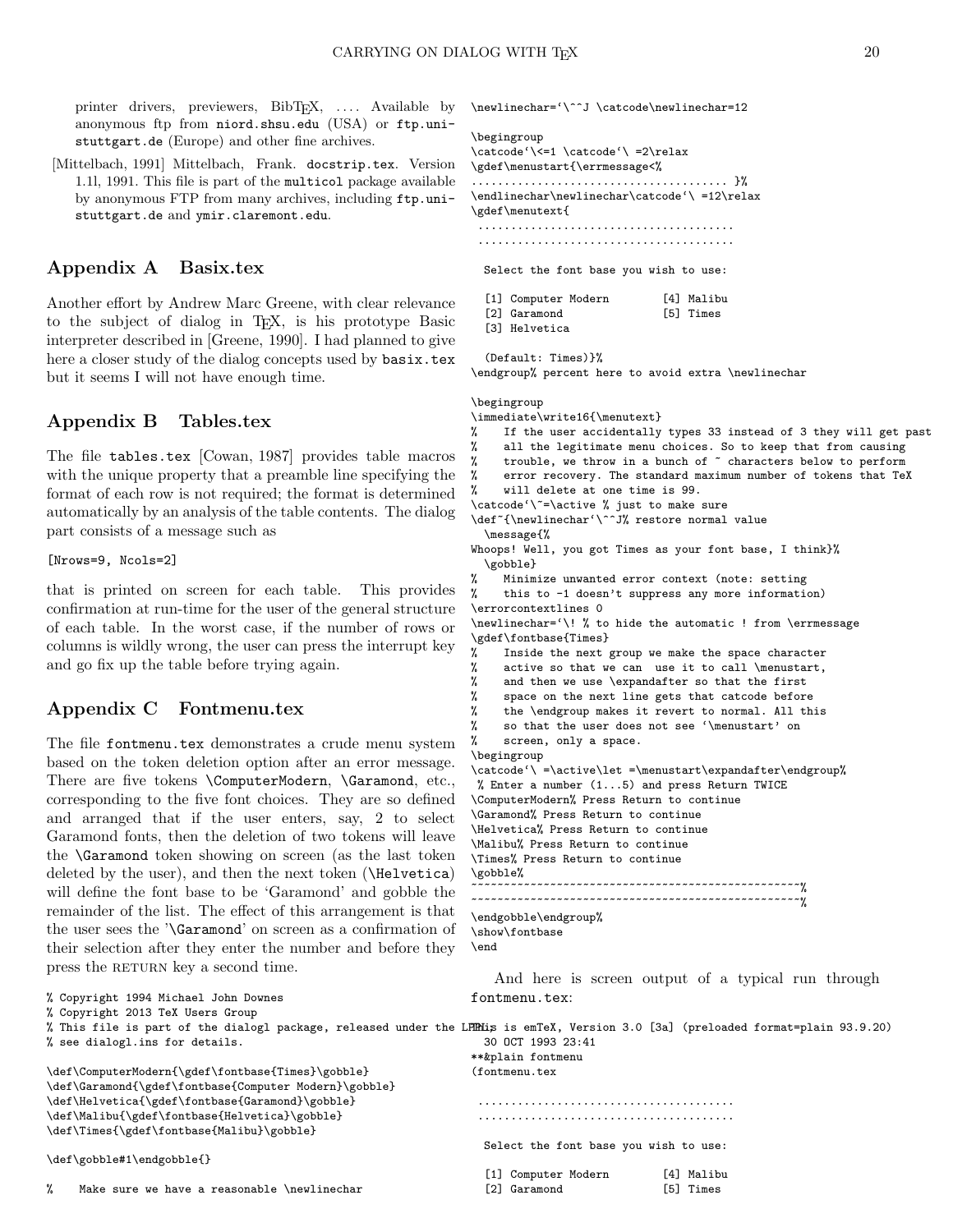printer drivers, previewers, BibTEX, .... Available by anonymous ftp from niord.shsu.edu (USA) or ftp.uni-stuttgart.de (Europe) and other fine archives.

[Mittelbach, 1991] Mittelbach, Frank. docstrip.tex. Version 1.1l, 1991. This file is part of the multicol package available by anonymous FTP from many archives, including ftp.uni-stuttgart.de and ymir.claremont.edu.

## Appendix A Basix.tex

Another effort by Andrew Marc Greene, with clear relevance to the subject of dialog in TEX, is his prototype Basic interpreter described in [Greene, 1990]. I had planned to give here a closer study of the dialog concepts used by basix.tex but it seems I will not have enough time.

## Appendix B Tables.tex

The file tables.tex [Cowan, 1987] provides table macros with the unique property that a preamble line specifying the format of each row is not required; the format is determined automatically by an analysis of the table contents. The dialog part consists of a message such as

```
[Nrows=9, Ncols=2]
```

that is printed on screen for each table. This provides confirmation at run-time for the user of the general structure of each table. In the worst case, if the number of rows or columns is wildly wrong, the user can press the interrupt key and go fix up the table before trying again.

## Appendix C Fontmenu.tex

The file fontmenu.tex demonstrates a crude menu system based on the token deletion option after an error message. There are five tokens \ComputerModern, \Garamond, etc., corresponding to the five font choices. They are so defined and arranged that if the user enters, say, 2 to select Garamond fonts, then the deletion of two tokens will leave the \Garamond token showing on screen (as the last token deleted by the user), and then the next token (\Helvetica) will define the font base to be 'Garamond' and gobble the remainder of the list. The effect of this arrangement is that the user sees the '\Garamond' on screen as a confirmation of their selection after they enter the number and before they press the RETURN key a second time.

```
% Copyright 1994 Michael John Downes
% Copyright 2013 TeX Users Group
% This file is part of the dialogl package, released under the LPPL
% see dialogl.ins for details.

\def\ComputerModern{\gdef\fontbase{Times}\gobble}
\def\Garamond{\gdef\fontbase{Computer Modern}\gobble}
\def\Helvetica{\gdef\fontbase{Garamond}\gobble}
\def\Malibu{\gdef\fontbase{Helvetica}\gobble}
\def\Times{\gdef\fontbase{Malibu}\gobble}

\def\gobble#1\endgobble{}

%    Make sure we have a reasonable \newlinechar
\newlinechar=`\^^J \catcode\newlinechar=12

\begingroup
\catcode`\<=1 \catcode`\ =2\relax
\gdef\menustart{\errmessage<%
...................................... }%
\endlinechar\newlinechar\catcode`\ =12\relax
\gdef\menutext{
 ......................................
 ......................................

  Select the font base you wish to use:

  [1] Computer Modern        [4] Malibu
  [2] Garamond               [5] Times
  [3] Helvetica

  (Default: Times)}%
\endgroup% percent here to avoid extra \newlinechar

\begingroup
\immediate\write16{\menutext}
%    If the user accidentally types 33 instead of 3 they will get past
%    all the legitimate menu choices. So to keep that from causing
%    trouble, we throw in a bunch of ~ characters below to perform
%    error recovery. The standard maximum number of tokens that TeX
%    will delete at one time is 99.
\catcode`\~=\active % just to make sure
\def~{\newlinechar`\^^J% restore normal value
  \message{%
Whoops! Well, you got Times as your font base, I think}%
  \gobble}
%    Minimize unwanted error context (note: setting
%    this to -1 doesn't suppress any more information)
\errorcontextlines 0
\newlinechar=`\! % to hide the automatic ! from \errmessage
\gdef\fontbase{Times}
%    Inside the next group we make the space character
%    active so that we can  use it to call \menustart,
%    and then we use \expandafter so that the first
%    space on the next line gets that catcode before
%    the \endgroup makes it revert to normal. All this
%    so that the user does not see '\menustart' on
%    screen, only a space.
\begingroup
\catcode`\ =\active\let =\menustart\expandafter\endgroup%
 % Enter a number (1...5) and press Return TWICE
\ComputerModern% Press Return to continue
\Garamond% Press Return to continue
\Helvetica% Press Return to continue
\Malibu% Press Return to continue
\Times% Press Return to continue
\gobble%
~~~~~~~~~~~~~~~~~~~~~~~~~~~~~~~~~~~~~~~~~~~~~~~~~%
~~~~~~~~~~~~~~~~~~~~~~~~~~~~~~~~~~~~~~~~~~~~~~~~~%
\endgobble\endgroup%
\show\fontbase
\end
```

And here is screen output of a typical run through fontmenu.tex:

```
This is emTeX, Version 3.0 [3a] (preloaded format=plain 93.9.20)
  30 OCT 1993 23:41
**&plain fontmenu
(fontmenu.tex

 ......................................
 ......................................

  Select the font base you wish to use:

  [1] Computer Modern        [4] Malibu
  [2] Garamond               [5] Times
```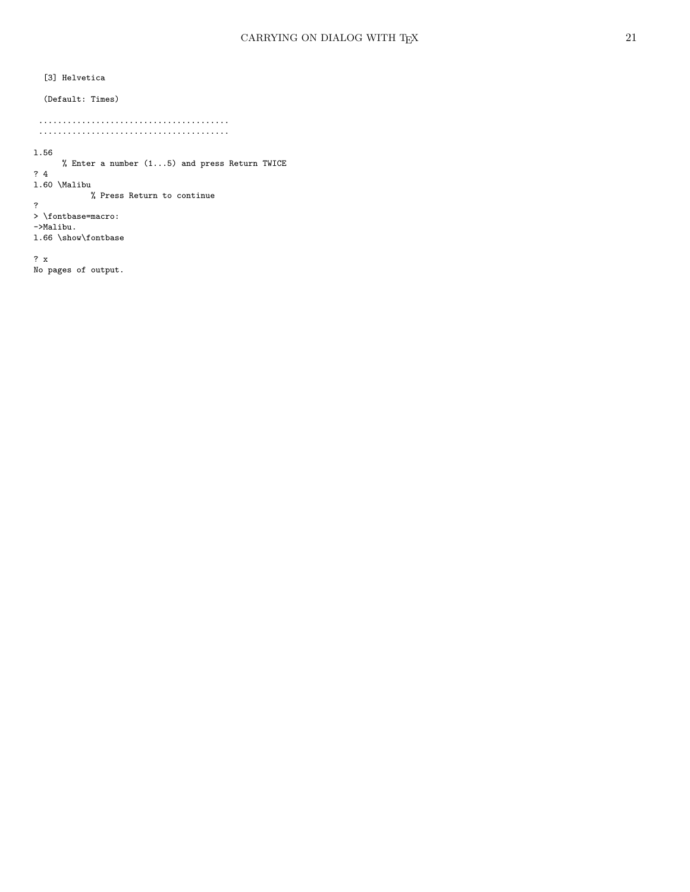```
  [3] Helvetica

  (Default: Times)

 ......................................
 ......................................

l.56
     % Enter a number (1...5) and press Return TWICE
? 4
l.60 \Malibu
           % Press Return to continue
?
> \fontbase=macro:
->Malibu.
l.66 \show\fontbase

? x
No pages of output.
```